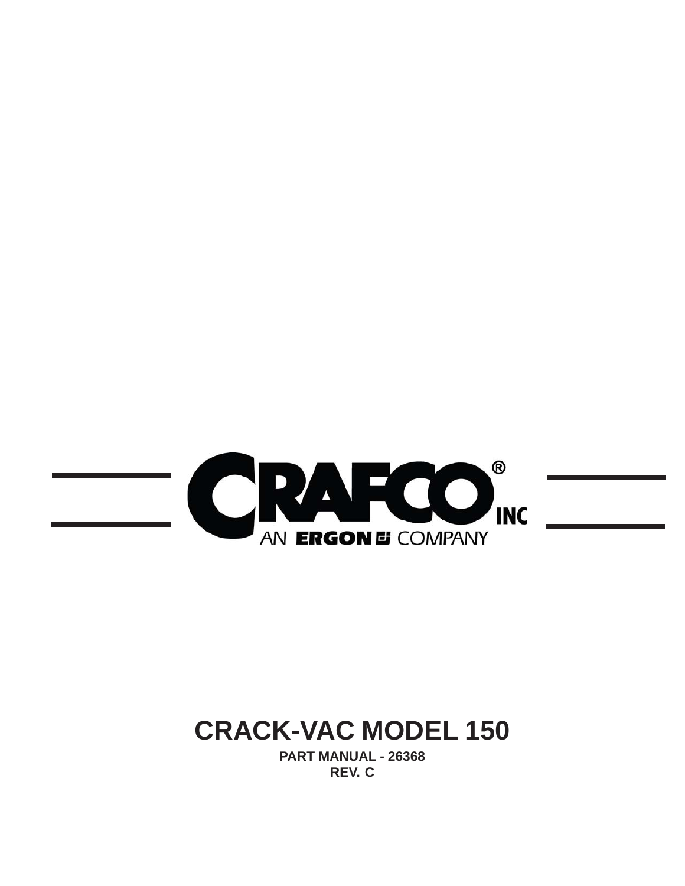CRAFCO® INC

AN ERGON COMPANY

# CRACK-VAC MODEL 150

**PART MANUAL - 26368**

**REV. C**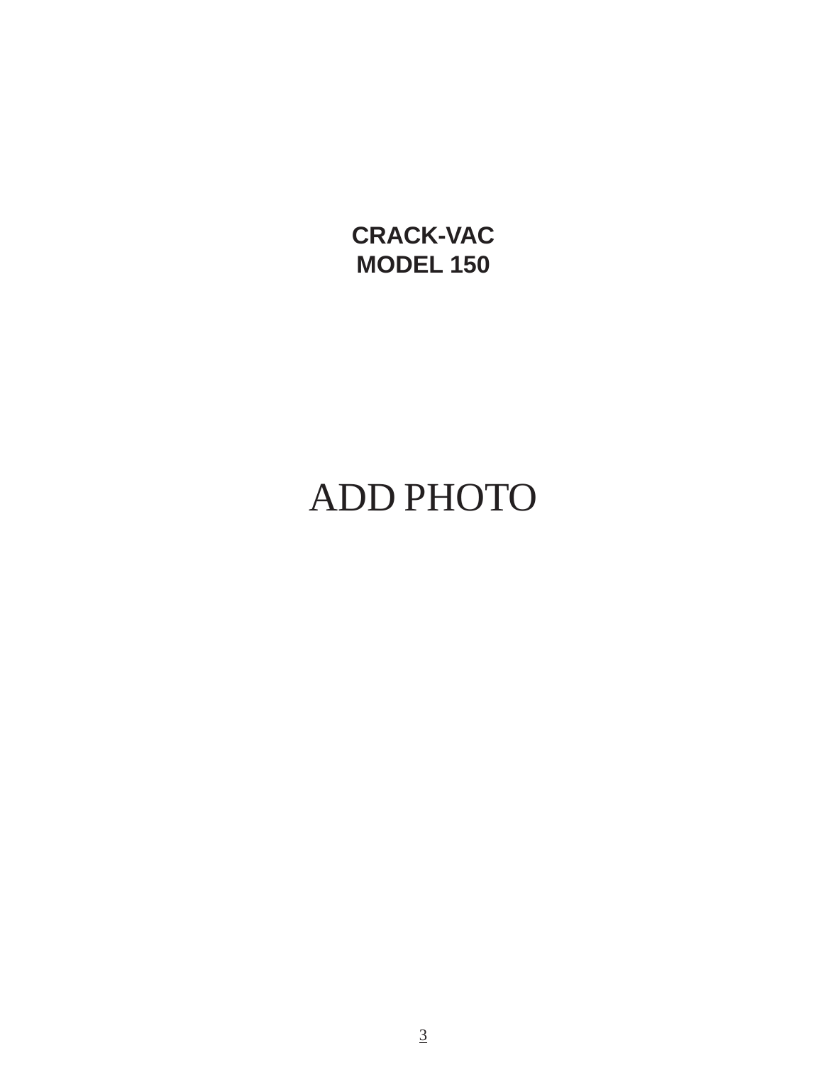**CRACK-VAC**
**MODEL 150**

ADD PHOTO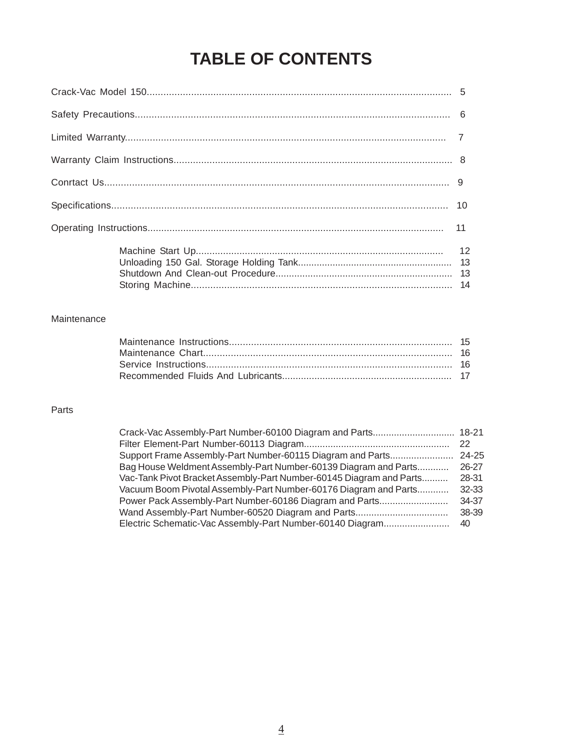# TABLE OF CONTENTS

Crack-Vac Model 150............................................................................................................ 5

Safety Precautions................................................................................................................ 6

Limited Warranty.................................................................................................................. 7

Warranty Claim Instructions.................................................................................................. 8

Conrtact Us.......................................................................................................................... 9

Specifications........................................................................................................................ 10

Operating Instructions.......................................................................................................... 11

- Machine Start Up.......................................................................................... 12
- Unloading 150 Gal. Storage Holding Tank......................................................... 13
- Shutdown And Clean-out Procedure................................................................. 13
- Storing Machine.............................................................................................. 14

Maintenance

- Maintenance Instructions................................................................................. 15
- Maintenance Chart.......................................................................................... 16
- Service Instructions......................................................................................... 16
- Recommended Fluids And Lubricants.............................................................. 17

Parts

- Crack-Vac Assembly-Part Number-60100 Diagram and Parts.............................. 18-21
- Filter Element-Part Number-60113 Diagram...................................................... 22
- Support Frame Assembly-Part Number-60115 Diagram and Parts....................... 24-25
- Bag House Weldment Assembly-Part Number-60139 Diagram and Parts............ 26-27
- Vac-Tank Pivot Bracket Assembly-Part Number-60145 Diagram and Parts.......... 28-31
- Vacuum Boom Pivotal Assembly-Part Number-60176 Diagram and Parts............ 32-33
- Power Pack Assembly-Part Number-60186 Diagram and Parts......................... 34-37
- Wand Assembly-Part Number-60520 Diagram and Parts.................................. 38-39
- Electric Schematic-Vac Assembly-Part Number-60140 Diagram........................ 40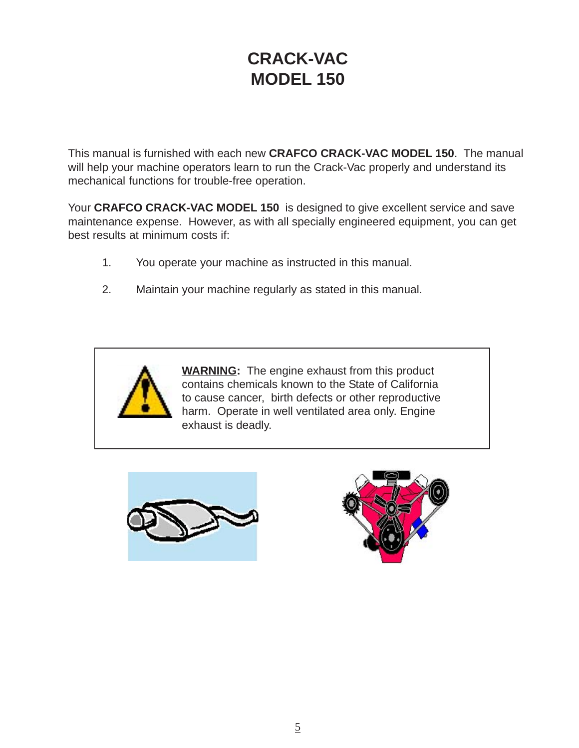# CRACK-VAC
# MODEL 150

This manual is furnished with each new **CRAFCO CRACK-VAC MODEL 150**. The manual will help your machine operators learn to run the Crack-Vac properly and understand its mechanical functions for trouble-free operation.

Your **CRAFCO CRACK-VAC MODEL 150** is designed to give excellent service and save maintenance expense. However, as with all specially engineered equipment, you can get best results at minimum costs if:

1. You operate your machine as instructed in this manual.
2. Maintain your machine regularly as stated in this manual.

**WARNING:** The engine exhaust from this product contains chemicals known to the State of California to cause cancer, birth defects or other reproductive harm. Operate in well ventilated area only. Engine exhaust is deadly.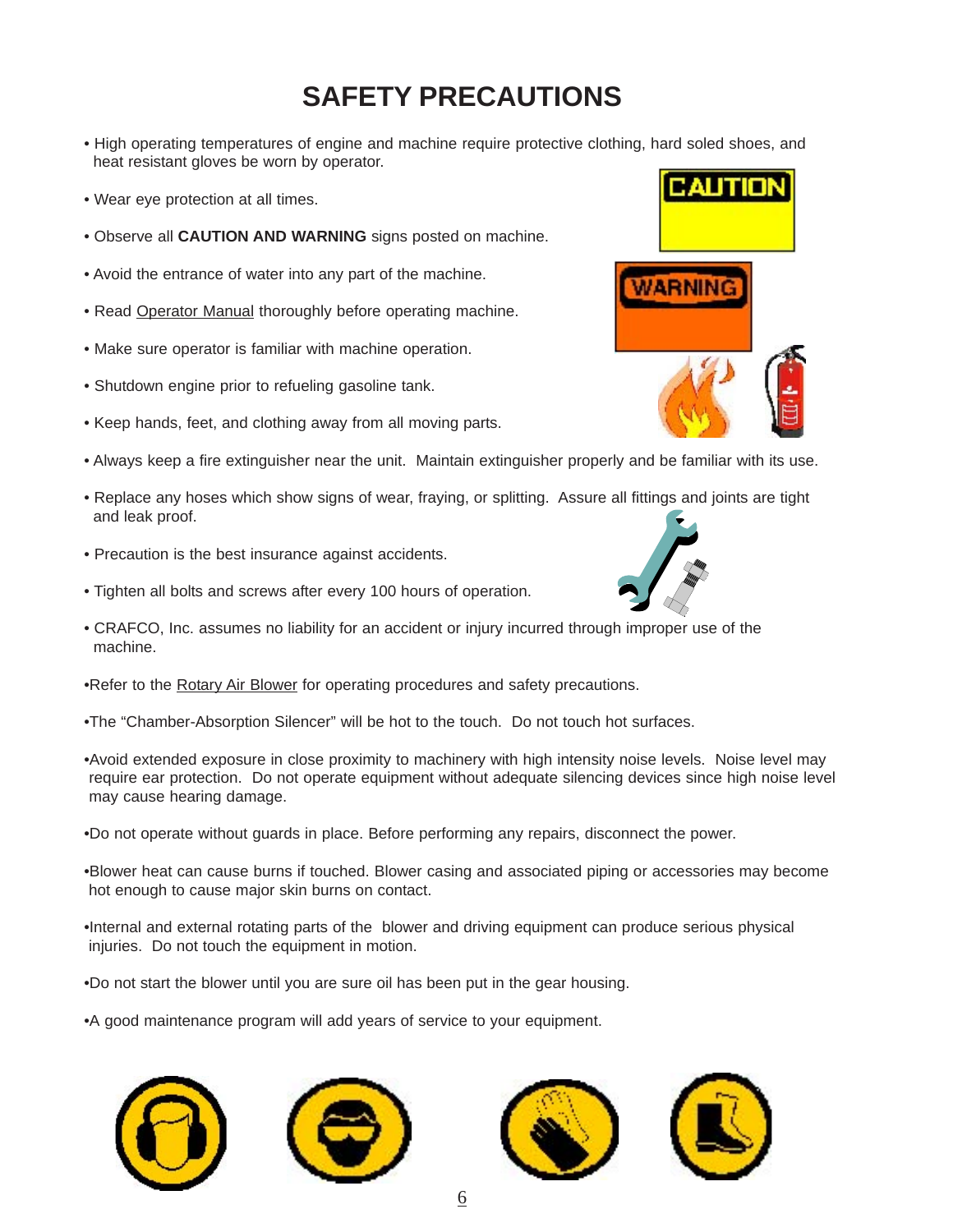# SAFETY PRECAUTIONS

- High operating temperatures of engine and machine require protective clothing, hard soled shoes, and heat resistant gloves be worn by operator.
- Wear eye protection at all times.
- Observe all **CAUTION AND WARNING** signs posted on machine.
- Avoid the entrance of water into any part of the machine.
- Read Operator Manual thoroughly before operating machine.
- Make sure operator is familiar with machine operation.
- Shutdown engine prior to refueling gasoline tank.
- Keep hands, feet, and clothing away from all moving parts.
- Always keep a fire extinguisher near the unit. Maintain extinguisher properly and be familiar with its use.
- Replace any hoses which show signs of wear, fraying, or splitting. Assure all fittings and joints are tight and leak proof.
- Precaution is the best insurance against accidents.
- Tighten all bolts and screws after every 100 hours of operation.
- CRAFCO, Inc. assumes no liability for an accident or injury incurred through improper use of the machine.
- Refer to the Rotary Air Blower for operating procedures and safety precautions.
- The "Chamber-Absorption Silencer" will be hot to the touch. Do not touch hot surfaces.
- Avoid extended exposure in close proximity to machinery with high intensity noise levels. Noise level may require ear protection. Do not operate equipment without adequate silencing devices since high noise level may cause hearing damage.
- Do not operate without guards in place. Before performing any repairs, disconnect the power.
- Blower heat can cause burns if touched. Blower casing and associated piping or accessories may become hot enough to cause major skin burns on contact.
- Internal and external rotating parts of the blower and driving equipment can produce serious physical injuries. Do not touch the equipment in motion.
- Do not start the blower until you are sure oil has been put in the gear housing.
- A good maintenance program will add years of service to your equipment.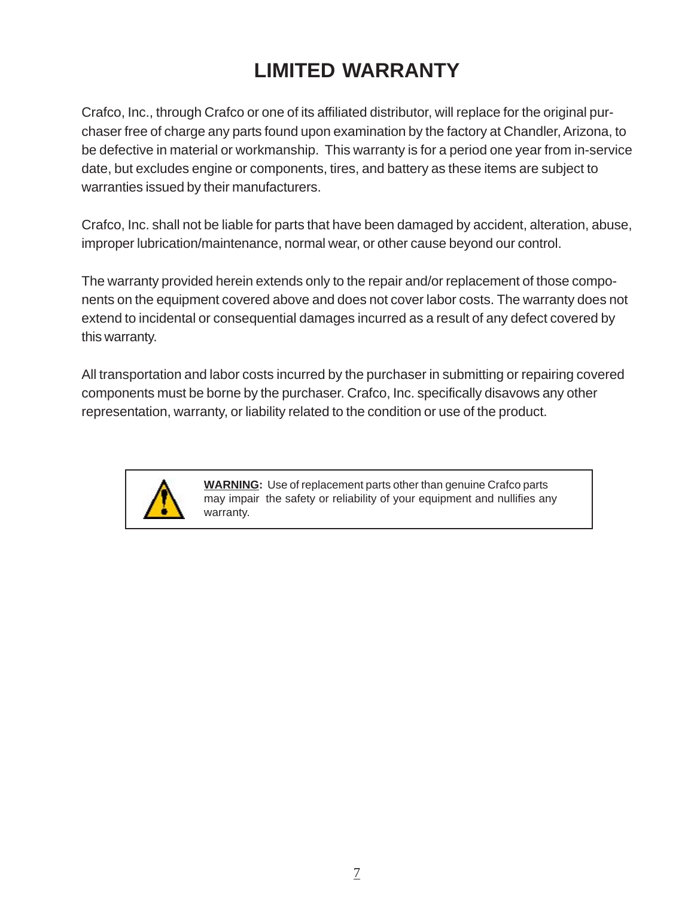# LIMITED WARRANTY

Crafco, Inc., through Crafco or one of its affiliated distributor, will replace for the original purchaser free of charge any parts found upon examination by the factory at Chandler, Arizona, to be defective in material or workmanship. This warranty is for a period one year from in-service date, but excludes engine or components, tires, and battery as these items are subject to warranties issued by their manufacturers.

Crafco, Inc. shall not be liable for parts that have been damaged by accident, alteration, abuse, improper lubrication/maintenance, normal wear, or other cause beyond our control.

The warranty provided herein extends only to the repair and/or replacement of those components on the equipment covered above and does not cover labor costs. The warranty does not extend to incidental or consequential damages incurred as a result of any defect covered by this warranty.

All transportation and labor costs incurred by the purchaser in submitting or repairing covered components must be borne by the purchaser. Crafco, Inc. specifically disavows any other representation, warranty, or liability related to the condition or use of the product.

**WARNING:** Use of replacement parts other than genuine Crafco parts may impair the safety or reliability of your equipment and nullifies any warranty.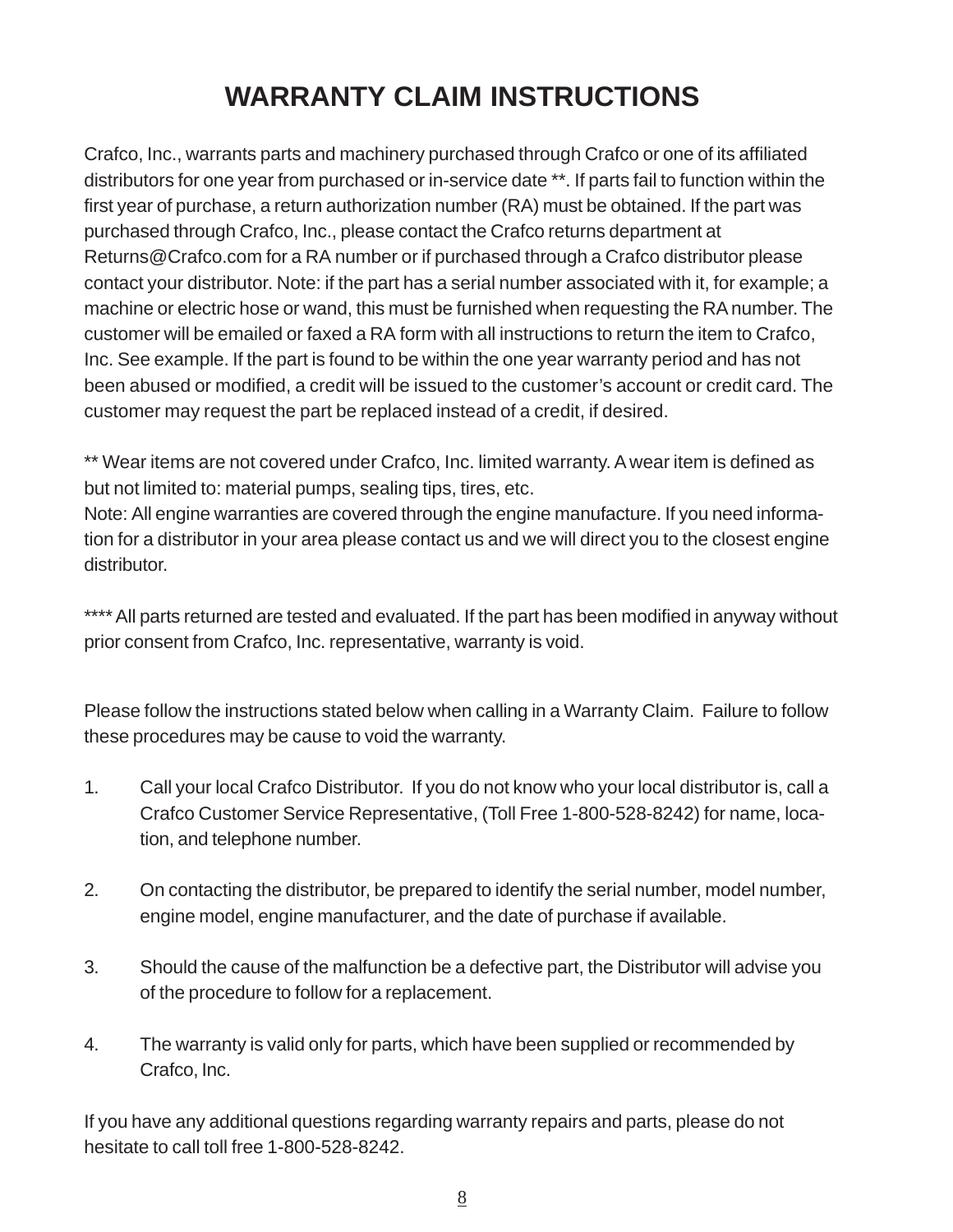# WARRANTY CLAIM INSTRUCTIONS

Crafco, Inc., warrants parts and machinery purchased through Crafco or one of its affiliated distributors for one year from purchased or in-service date **. If parts fail to function within the first year of purchase, a return authorization number (RA) must be obtained. If the part was purchased through Crafco, Inc., please contact the Crafco returns department at Returns@Crafco.com for a RA number or if purchased through a Crafco distributor please contact your distributor. Note: if the part has a serial number associated with it, for example; a machine or electric hose or wand, this must be furnished when requesting the RA number. The customer will be emailed or faxed a RA form with all instructions to return the item to Crafco, Inc. See example. If the part is found to be within the one year warranty period and has not been abused or modified, a credit will be issued to the customer's account or credit card. The customer may request the part be replaced instead of a credit, if desired.

** Wear items are not covered under Crafco, Inc. limited warranty. A wear item is defined as but not limited to: material pumps, sealing tips, tires, etc.
Note: All engine warranties are covered through the engine manufacture. If you need information for a distributor in your area please contact us and we will direct you to the closest engine distributor.

**** All parts returned are tested and evaluated. If the part has been modified in anyway without prior consent from Crafco, Inc. representative, warranty is void.

Please follow the instructions stated below when calling in a Warranty Claim. Failure to follow these procedures may be cause to void the warranty.

1. Call your local Crafco Distributor. If you do not know who your local distributor is, call a Crafco Customer Service Representative, (Toll Free 1-800-528-8242) for name, location, and telephone number.

2. On contacting the distributor, be prepared to identify the serial number, model number, engine model, engine manufacturer, and the date of purchase if available.

3. Should the cause of the malfunction be a defective part, the Distributor will advise you of the procedure to follow for a replacement.

4. The warranty is valid only for parts, which have been supplied or recommended by Crafco, Inc.

If you have any additional questions regarding warranty repairs and parts, please do not hesitate to call toll free 1-800-528-8242.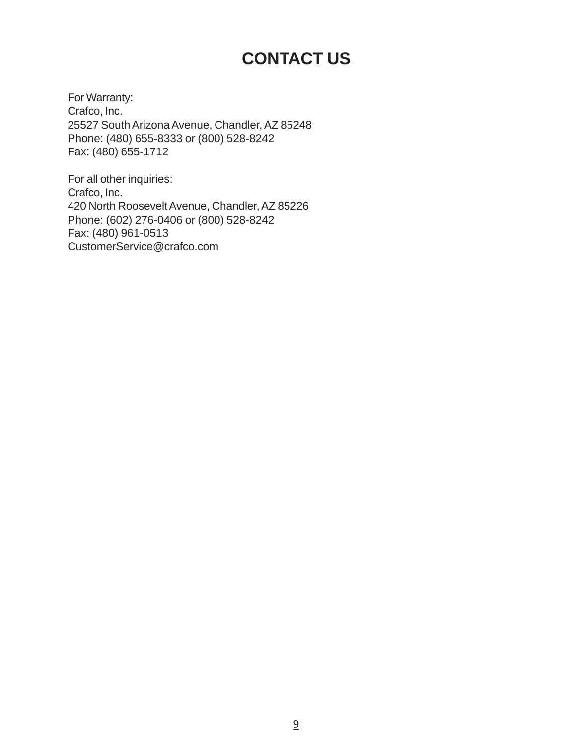# CONTACT US

For Warranty:
Crafco, Inc.
25527 South Arizona Avenue, Chandler, AZ 85248
Phone: (480) 655-8333 or (800) 528-8242
Fax: (480) 655-1712

For all other inquiries:
Crafco, Inc.
420 North Roosevelt Avenue, Chandler, AZ 85226
Phone: (602) 276-0406 or (800) 528-8242
Fax: (480) 961-0513
CustomerService@crafco.com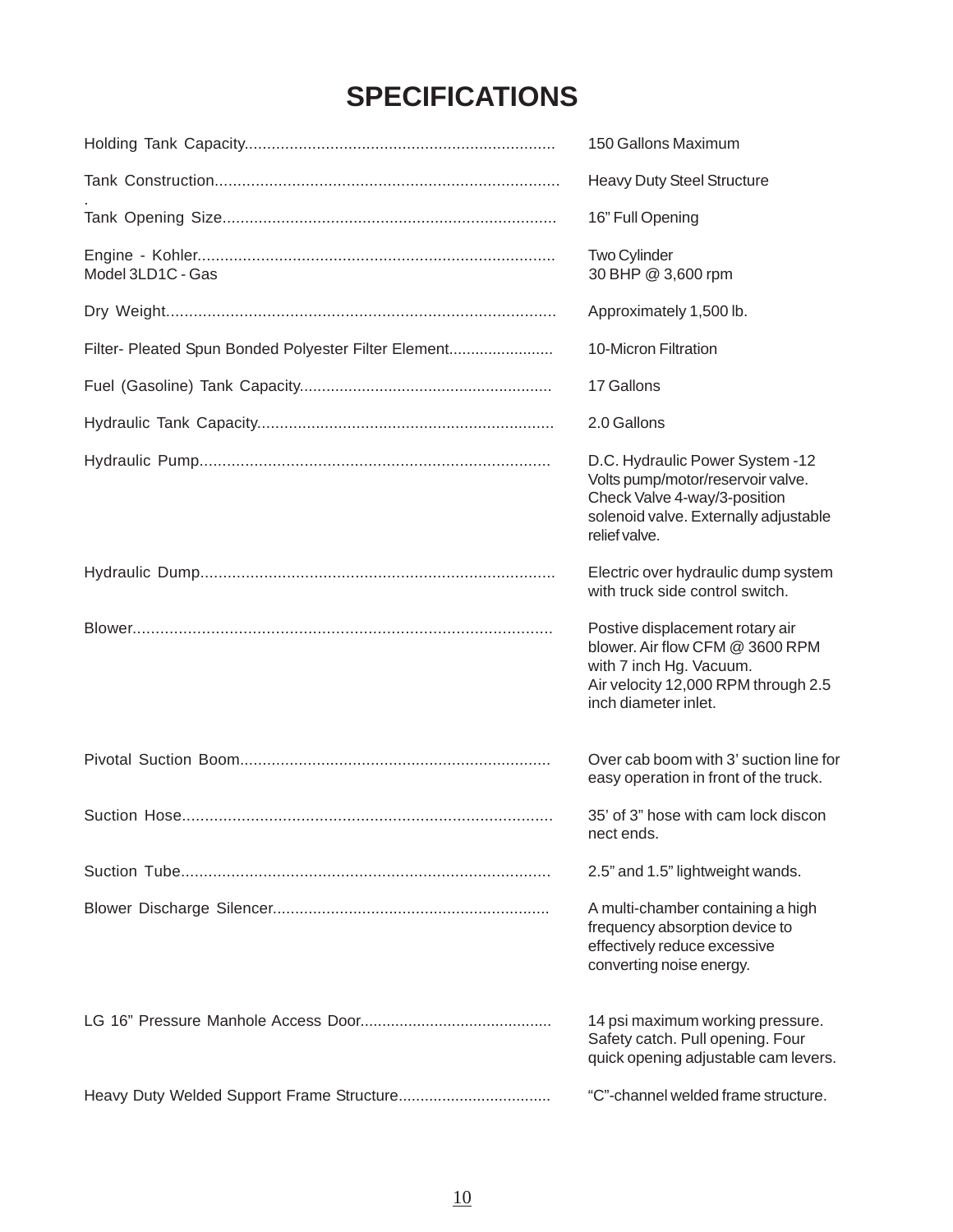# SPECIFICATIONS

| | |
|---|---|
| Holding Tank Capacity | 150 Gallons Maximum |
| Tank Construction | Heavy Duty Steel Structure |
| Tank Opening Size | 16" Full Opening |
| Engine - Kohler Model 3LD1C - Gas | Two Cylinder 30 BHP @ 3,600 rpm |
| Dry Weight | Approximately 1,500 lb. |
| Filter- Pleated Spun Bonded Polyester Filter Element | 10-Micron Filtration |
| Fuel (Gasoline) Tank Capacity | 17 Gallons |
| Hydraulic Tank Capacity | 2.0 Gallons |
| Hydraulic Pump | D.C. Hydraulic Power System -12 Volts pump/motor/reservoir valve. Check Valve 4-way/3-position solenoid valve. Externally adjustable relief valve. |
| Hydraulic Dump | Electric over hydraulic dump system with truck side control switch. |
| Blower | Postive displacement rotary air blower. Air flow CFM @ 3600 RPM with 7 inch Hg. Vacuum. Air velocity 12,000 RPM through 2.5 inch diameter inlet. |
| Pivotal Suction Boom | Over cab boom with 3' suction line for easy operation in front of the truck. |
| Suction Hose | 35' of 3" hose with cam lock discon nect ends. |
| Suction Tube | 2.5" and 1.5" lightweight wands. |
| Blower Discharge Silencer | A multi-chamber containing a high frequency absorption device to effectively reduce excessive converting noise energy. |
| LG 16" Pressure Manhole Access Door | 14 psi maximum working pressure. Safety catch. Pull opening. Four quick opening adjustable cam levers. |
| Heavy Duty Welded Support Frame Structure | "C"-channel welded frame structure. |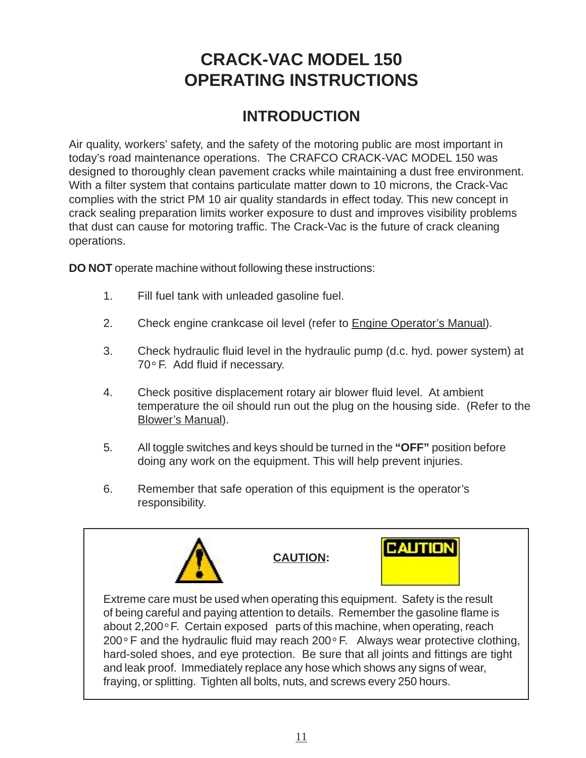# CRACK-VAC MODEL 150
# OPERATING INSTRUCTIONS

## INTRODUCTION

Air quality, workers' safety, and the safety of the motoring public are most important in today's road maintenance operations. The CRAFCO CRACK-VAC MODEL 150 was designed to thoroughly clean pavement cracks while maintaining a dust free environment. With a filter system that contains particulate matter down to 10 microns, the Crack-Vac complies with the strict PM 10 air quality standards in effect today. This new concept in crack sealing preparation limits worker exposure to dust and improves visibility problems that dust can cause for motoring traffic. The Crack-Vac is the future of crack cleaning operations.

**DO NOT** operate machine without following these instructions:

1. Fill fuel tank with unleaded gasoline fuel.

2. Check engine crankcase oil level (refer to Engine Operator's Manual).

3. Check hydraulic fluid level in the hydraulic pump (d.c. hyd. power system) at 70° F. Add fluid if necessary.

4. Check positive displacement rotary air blower fluid level. At ambient temperature the oil should run out the plug on the housing side. (Refer to the Blower's Manual).

5. All toggle switches and keys should be turned in the **"OFF"** position before doing any work on the equipment. This will help prevent injuries.

6. Remember that safe operation of this equipment is the operator's responsibility.

**CAUTION:**

CAUTION

Extreme care must be used when operating this equipment. Safety is the result of being careful and paying attention to details. Remember the gasoline flame is about 2,200° F. Certain exposed parts of this machine, when operating, reach 200° F and the hydraulic fluid may reach 200° F. Always wear protective clothing, hard-soled shoes, and eye protection. Be sure that all joints and fittings are tight and leak proof. Immediately replace any hose which shows any signs of wear, fraying, or splitting. Tighten all bolts, nuts, and screws every 250 hours.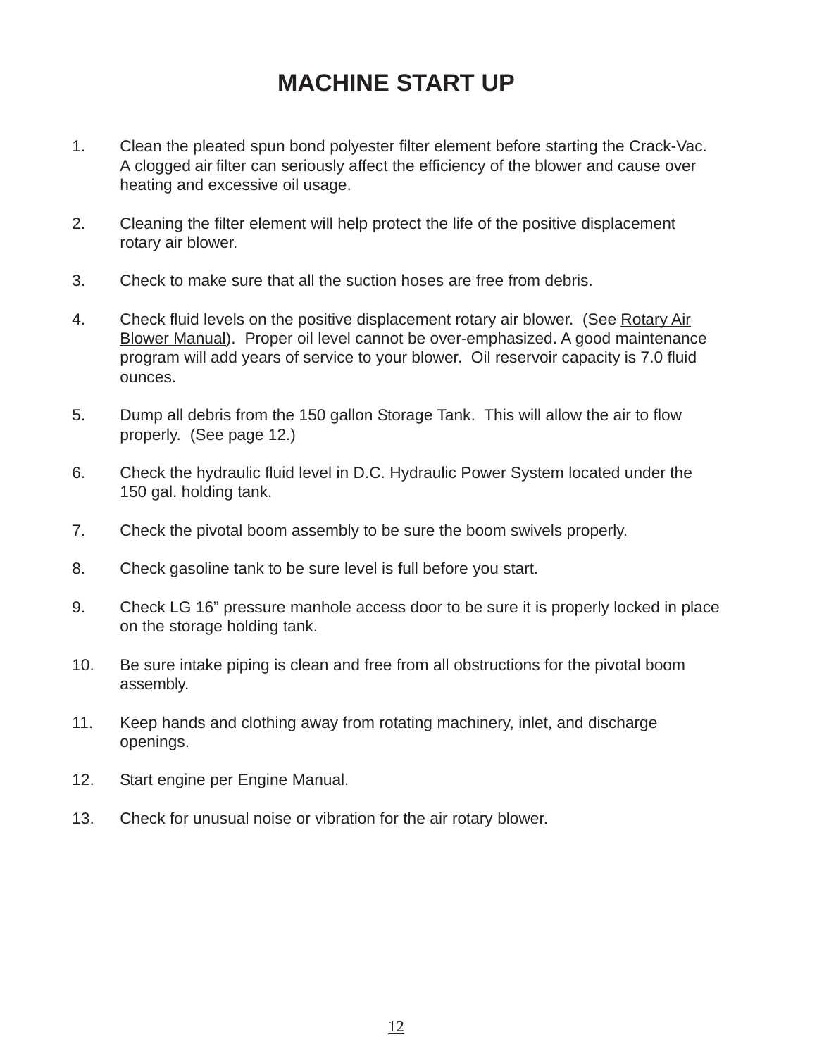# MACHINE START UP

1. Clean the pleated spun bond polyester filter element before starting the Crack-Vac. A clogged air filter can seriously affect the efficiency of the blower and cause over heating and excessive oil usage.

2. Cleaning the filter element will help protect the life of the positive displacement rotary air blower.

3. Check to make sure that all the suction hoses are free from debris.

4. Check fluid levels on the positive displacement rotary air blower. (See Rotary Air Blower Manual). Proper oil level cannot be over-emphasized. A good maintenance program will add years of service to your blower. Oil reservoir capacity is 7.0 fluid ounces.

5. Dump all debris from the 150 gallon Storage Tank. This will allow the air to flow properly. (See page 12.)

6. Check the hydraulic fluid level in D.C. Hydraulic Power System located under the 150 gal. holding tank.

7. Check the pivotal boom assembly to be sure the boom swivels properly.

8. Check gasoline tank to be sure level is full before you start.

9. Check LG 16" pressure manhole access door to be sure it is properly locked in place on the storage holding tank.

10. Be sure intake piping is clean and free from all obstructions for the pivotal boom assembly.

11. Keep hands and clothing away from rotating machinery, inlet, and discharge openings.

12. Start engine per Engine Manual.

13. Check for unusual noise or vibration for the air rotary blower.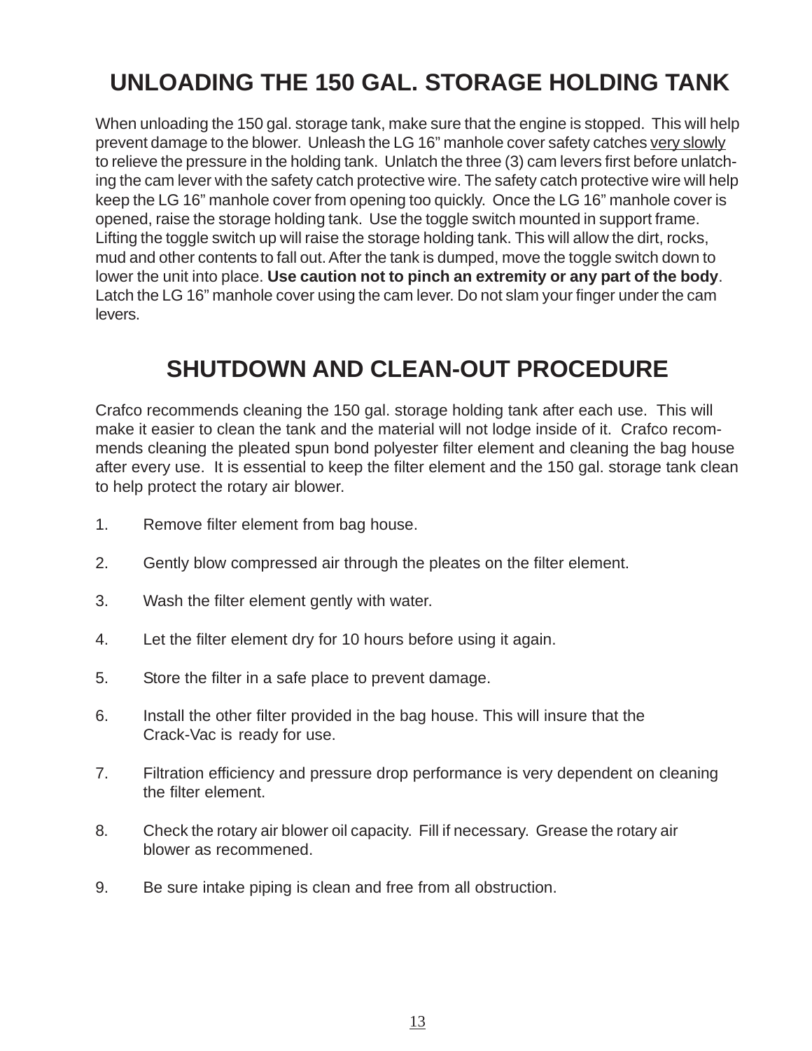# UNLOADING THE 150 GAL. STORAGE HOLDING TANK

When unloading the 150 gal. storage tank, make sure that the engine is stopped. This will help prevent damage to the blower. Unleash the LG 16" manhole cover safety catches very slowly to relieve the pressure in the holding tank. Unlatch the three (3) cam levers first before unlatching the cam lever with the safety catch protective wire. The safety catch protective wire will help keep the LG 16" manhole cover from opening too quickly. Once the LG 16" manhole cover is opened, raise the storage holding tank. Use the toggle switch mounted in support frame. Lifting the toggle switch up will raise the storage holding tank. This will allow the dirt, rocks, mud and other contents to fall out. After the tank is dumped, move the toggle switch down to lower the unit into place. **Use caution not to pinch an extremity or any part of the body**. Latch the LG 16" manhole cover using the cam lever. Do not slam your finger under the cam levers.

# SHUTDOWN AND CLEAN-OUT PROCEDURE

Crafco recommends cleaning the 150 gal. storage holding tank after each use. This will make it easier to clean the tank and the material will not lodge inside of it. Crafco recommends cleaning the pleated spun bond polyester filter element and cleaning the bag house after every use. It is essential to keep the filter element and the 150 gal. storage tank clean to help protect the rotary air blower.

1. Remove filter element from bag house.
2. Gently blow compressed air through the pleates on the filter element.
3. Wash the filter element gently with water.
4. Let the filter element dry for 10 hours before using it again.
5. Store the filter in a safe place to prevent damage.
6. Install the other filter provided in the bag house. This will insure that the Crack-Vac is ready for use.
7. Filtration efficiency and pressure drop performance is very dependent on cleaning the filter element.
8. Check the rotary air blower oil capacity. Fill if necessary. Grease the rotary air blower as recommened.
9. Be sure intake piping is clean and free from all obstruction.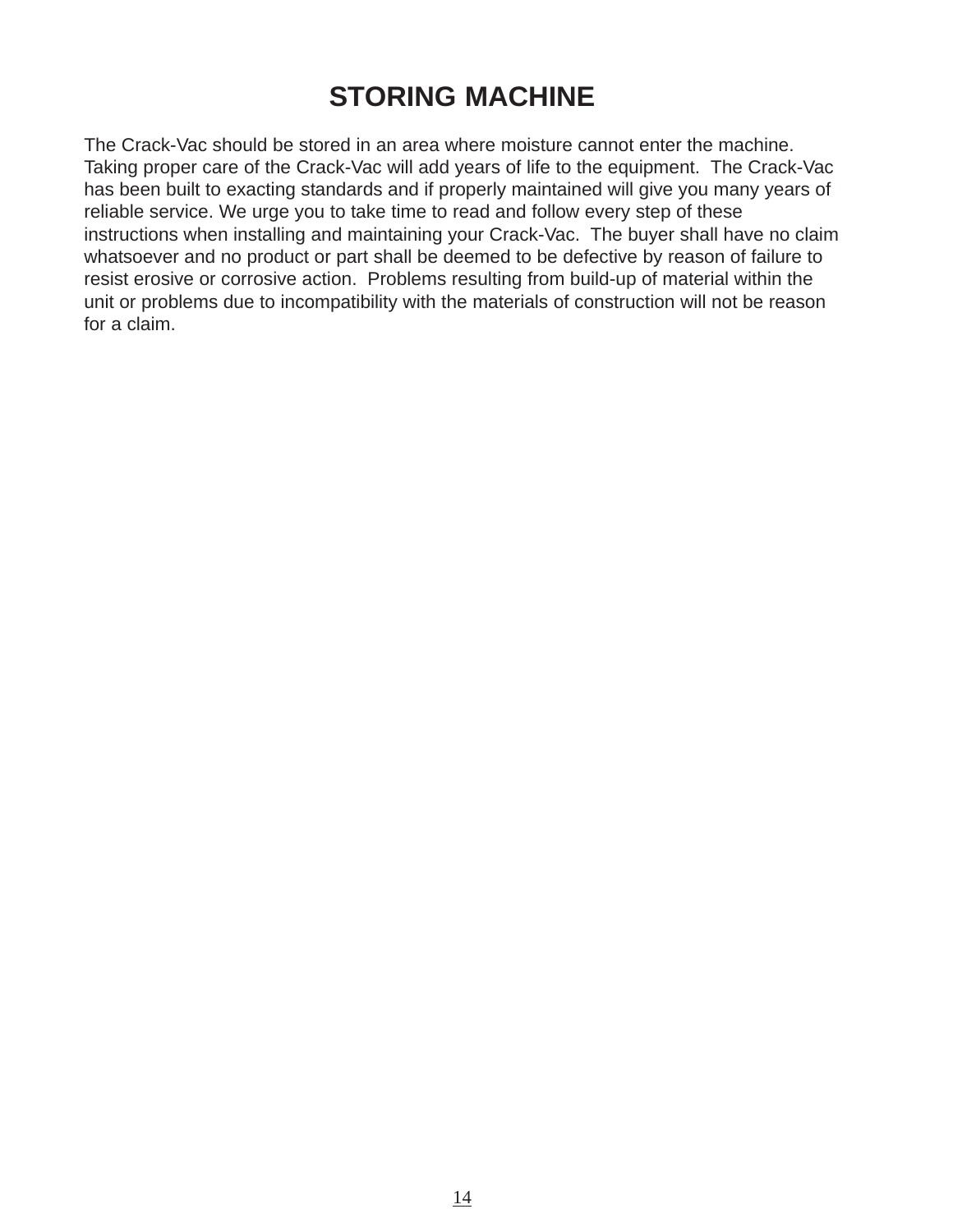# STORING MACHINE

The Crack-Vac should be stored in an area where moisture cannot enter the machine. Taking proper care of the Crack-Vac will add years of life to the equipment. The Crack-Vac has been built to exacting standards and if properly maintained will give you many years of reliable service. We urge you to take time to read and follow every step of these instructions when installing and maintaining your Crack-Vac. The buyer shall have no claim whatsoever and no product or part shall be deemed to be defective by reason of failure to resist erosive or corrosive action. Problems resulting from build-up of material within the unit or problems due to incompatibility with the materials of construction will not be reason for a claim.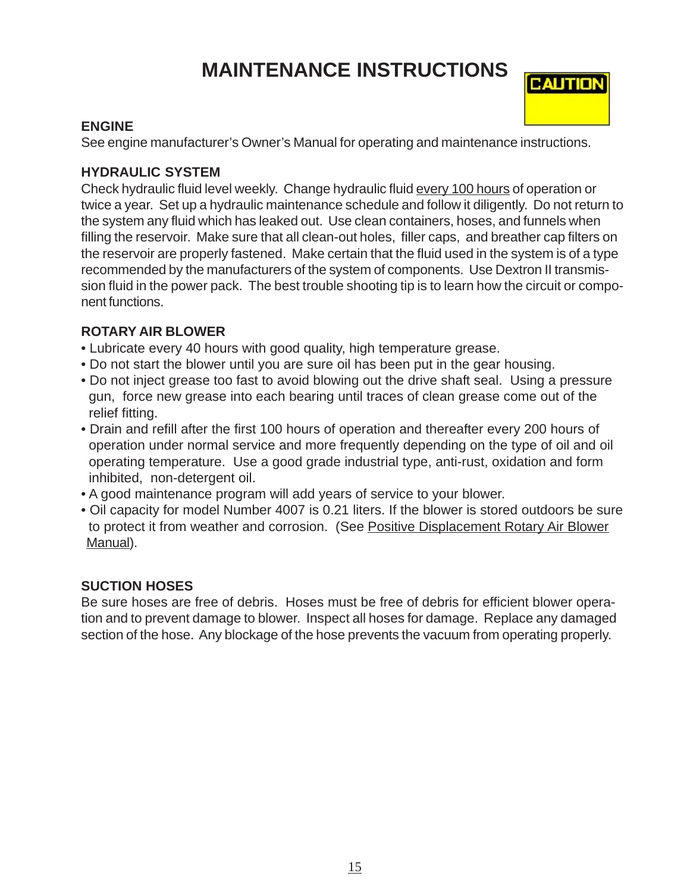# MAINTENANCE INSTRUCTIONS

CAUTION

### ENGINE

See engine manufacturer's Owner's Manual for operating and maintenance instructions.

### HYDRAULIC SYSTEM

Check hydraulic fluid level weekly. Change hydraulic fluid <u>every 100 hours</u> of operation or twice a year. Set up a hydraulic maintenance schedule and follow it diligently. Do not return to the system any fluid which has leaked out. Use clean containers, hoses, and funnels when filling the reservoir. Make sure that all clean-out holes, filler caps, and breather cap filters on the reservoir are properly fastened. Make certain that the fluid used in the system is of a type recommended by the manufacturers of the system of components. Use Dextron II transmission fluid in the power pack. The best trouble shooting tip is to learn how the circuit or component functions.

### ROTARY AIR BLOWER

- Lubricate every 40 hours with good quality, high temperature grease.
- Do not start the blower until you are sure oil has been put in the gear housing.
- Do not inject grease too fast to avoid blowing out the drive shaft seal. Using a pressure gun, force new grease into each bearing until traces of clean grease come out of the relief fitting.
- Drain and refill after the first 100 hours of operation and thereafter every 200 hours of operation under normal service and more frequently depending on the type of oil and oil operating temperature. Use a good grade industrial type, anti-rust, oxidation and form inhibited, non-detergent oil.
- A good maintenance program will add years of service to your blower.
- Oil capacity for model Number 4007 is 0.21 liters. If the blower is stored outdoors be sure to protect it from weather and corrosion. (See <u>Positive Displacement Rotary Air Blower Manual</u>).

### SUCTION HOSES

Be sure hoses are free of debris. Hoses must be free of debris for efficient blower operation and to prevent damage to blower. Inspect all hoses for damage. Replace any damaged section of the hose. Any blockage of the hose prevents the vacuum from operating properly.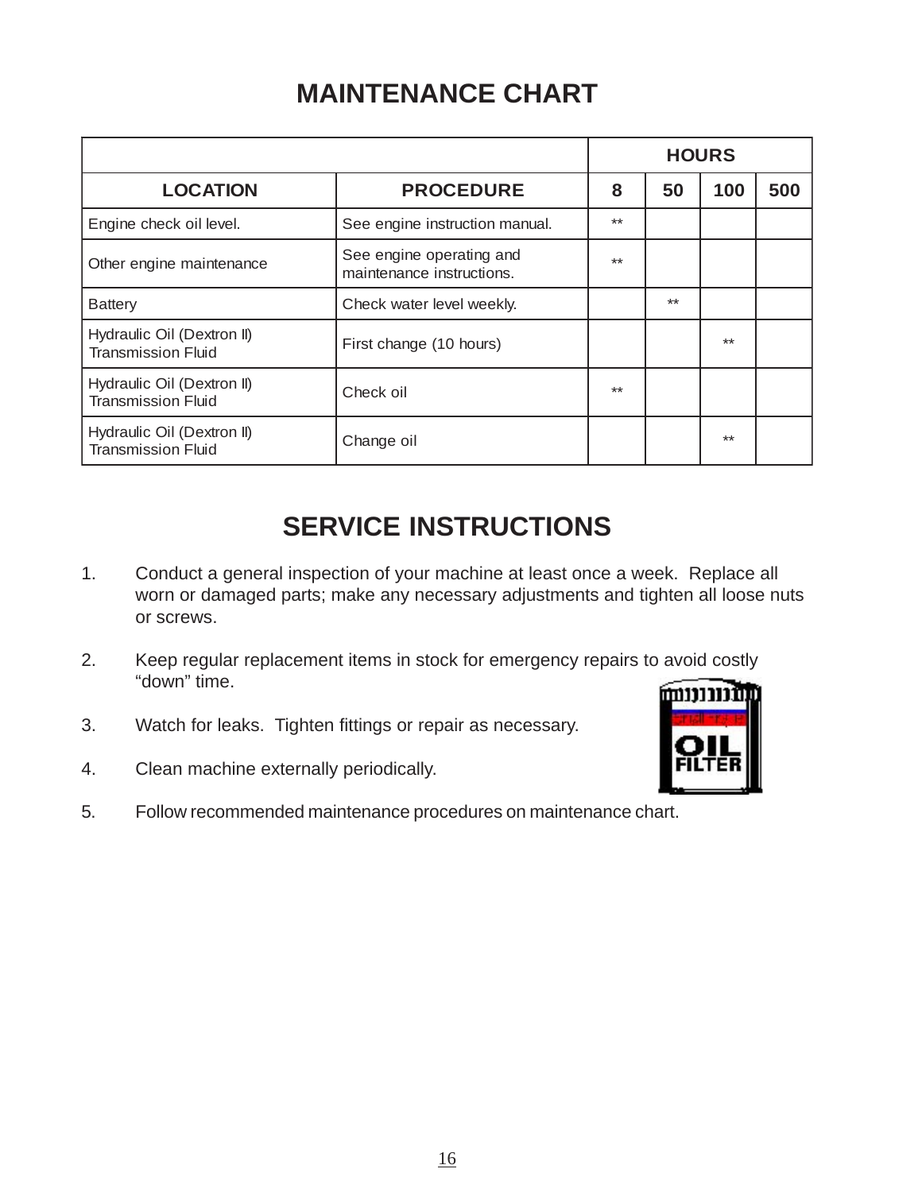# MAINTENANCE CHART

| | | HOURS | | | |
|---|---|---|---|---|---|
| **LOCATION** | **PROCEDURE** | **8** | **50** | **100** | **500** |
| Engine check oil level. | See engine instruction manual. | ** | | | |
| Other engine maintenance | See engine operating and maintenance instructions. | ** | | | |
| Battery | Check water level weekly. | | ** | | |
| Hydraulic Oil (Dextron II) Transmission Fluid | First change (10 hours) | | | ** | |
| Hydraulic Oil (Dextron II) Transmission Fluid | Check oil | ** | | | |
| Hydraulic Oil (Dextron II) Transmission Fluid | Change oil | | | ** | |

# SERVICE INSTRUCTIONS

1. Conduct a general inspection of your machine at least once a week. Replace all worn or damaged parts; make any necessary adjustments and tighten all loose nuts or screws.

2. Keep regular replacement items in stock for emergency repairs to avoid costly "down" time.

3. Watch for leaks. Tighten fittings or repair as necessary.

4. Clean machine externally periodically.

5. Follow recommended maintenance procedures on maintenance chart.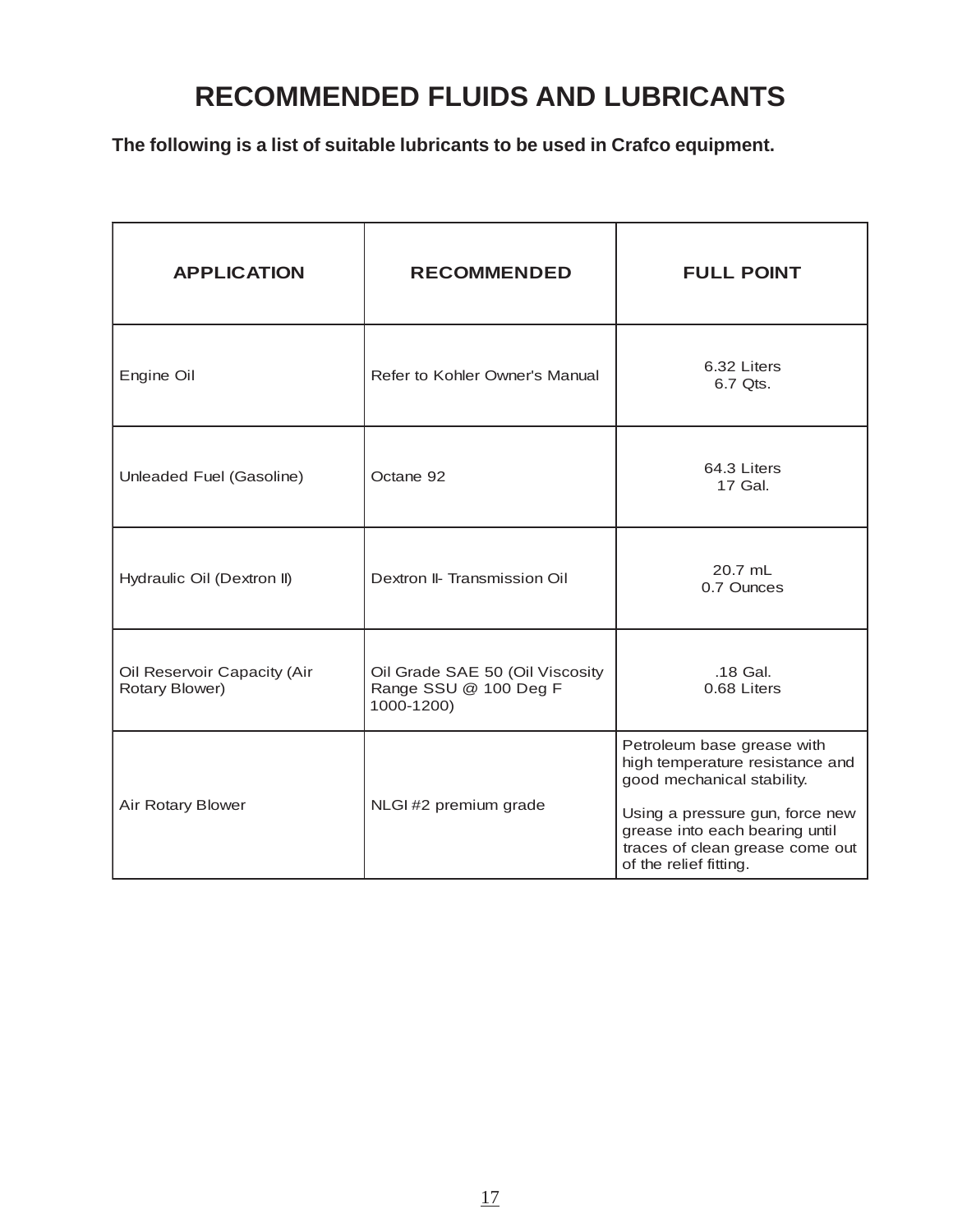# RECOMMENDED FLUIDS AND LUBRICANTS

**The following is a list of suitable lubricants to be used in Crafco equipment.**

| APPLICATION | RECOMMENDED | FULL POINT |
|---|---|---|
| Engine Oil | Refer to Kohler Owner's Manual | 6.32 Liters<br>6.7 Qts. |
| Unleaded Fuel (Gasoline) | Octane 92 | 64.3 Liters<br>17 Gal. |
| Hydraulic Oil (Dextron II) | Dextron II- Transmission Oil | 20.7 mL<br>0.7 Ounces |
| Oil Reservoir Capacity (Air Rotary Blower) | Oil Grade SAE 50 (Oil Viscosity Range SSU @ 100 Deg F 1000-1200) | .18 Gal.<br>0.68 Liters |
| Air Rotary Blower | NLGI #2 premium grade | Petroleum base grease with high temperature resistance and good mechanical stability.<br><br>Using a pressure gun, force new grease into each bearing until traces of clean grease come out of the relief fitting. |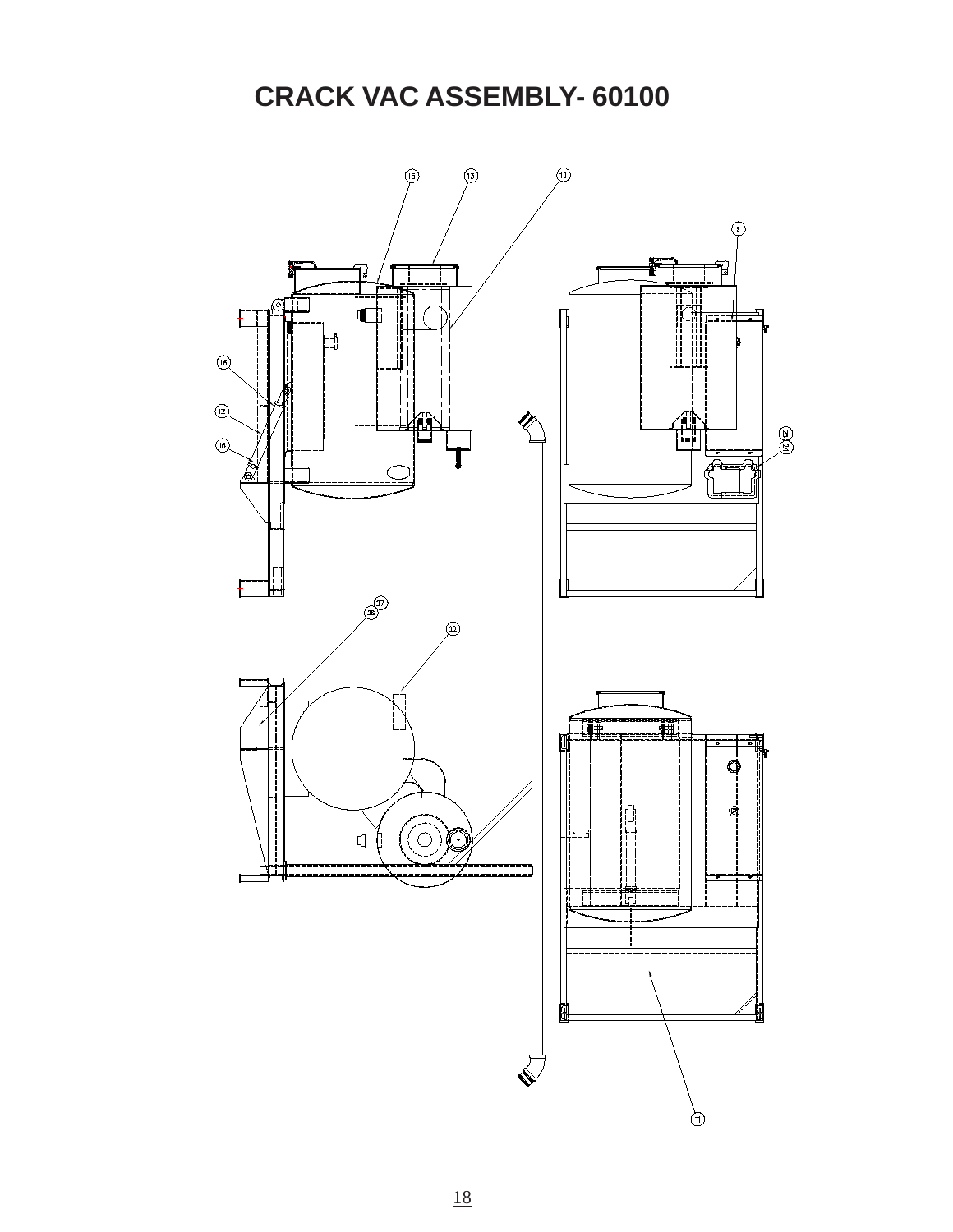# CRACK VAC ASSEMBLY- 60100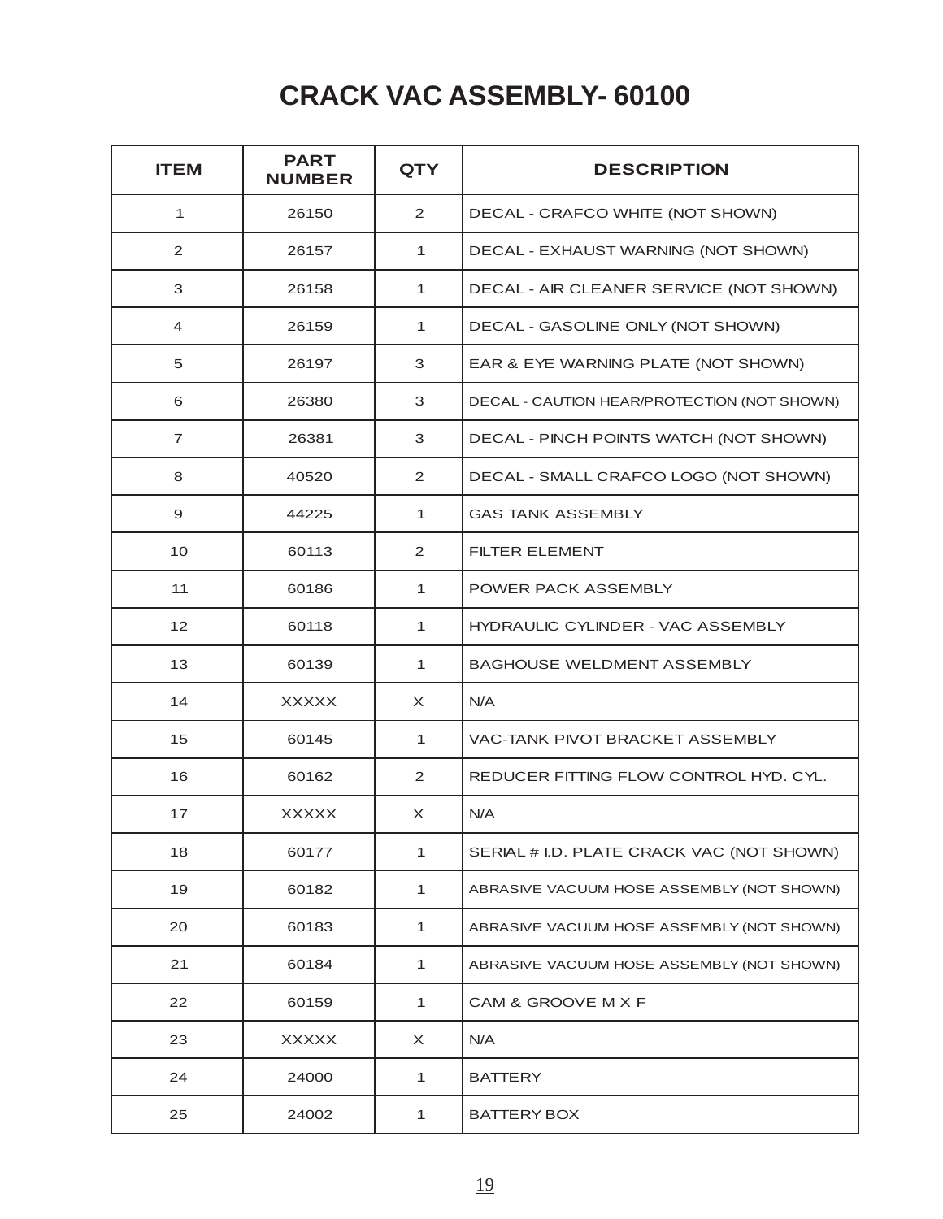# CRACK VAC ASSEMBLY- 60100

| ITEM | PART NUMBER | QTY | DESCRIPTION |
|---|---|---|---|
| 1 | 26150 | 2 | DECAL - CRAFCO WHITE (NOT SHOWN) |
| 2 | 26157 | 1 | DECAL - EXHAUST WARNING (NOT SHOWN) |
| 3 | 26158 | 1 | DECAL - AIR CLEANER SERVICE (NOT SHOWN) |
| 4 | 26159 | 1 | DECAL - GASOLINE ONLY (NOT SHOWN) |
| 5 | 26197 | 3 | EAR & EYE WARNING PLATE (NOT SHOWN) |
| 6 | 26380 | 3 | DECAL - CAUTION HEAR/PROTECTION (NOT SHOWN) |
| 7 | 26381 | 3 | DECAL - PINCH POINTS WATCH (NOT SHOWN) |
| 8 | 40520 | 2 | DECAL - SMALL CRAFCO LOGO (NOT SHOWN) |
| 9 | 44225 | 1 | GAS TANK ASSEMBLY |
| 10 | 60113 | 2 | FILTER ELEMENT |
| 11 | 60186 | 1 | POWER PACK ASSEMBLY |
| 12 | 60118 | 1 | HYDRAULIC CYLINDER - VAC ASSEMBLY |
| 13 | 60139 | 1 | BAGHOUSE WELDMENT ASSEMBLY |
| 14 | XXXXX | X | N/A |
| 15 | 60145 | 1 | VAC-TANK PIVOT BRACKET ASSEMBLY |
| 16 | 60162 | 2 | REDUCER FITTING FLOW CONTROL HYD. CYL. |
| 17 | XXXXX | X | N/A |
| 18 | 60177 | 1 | SERIAL # I.D. PLATE CRACK VAC (NOT SHOWN) |
| 19 | 60182 | 1 | ABRASIVE VACUUM HOSE ASSEMBLY (NOT SHOWN) |
| 20 | 60183 | 1 | ABRASIVE VACUUM HOSE ASSEMBLY (NOT SHOWN) |
| 21 | 60184 | 1 | ABRASIVE VACUUM HOSE ASSEMBLY (NOT SHOWN) |
| 22 | 60159 | 1 | CAM & GROOVE M X F |
| 23 | XXXXX | X | N/A |
| 24 | 24000 | 1 | BATTERY |
| 25 | 24002 | 1 | BATTERY BOX |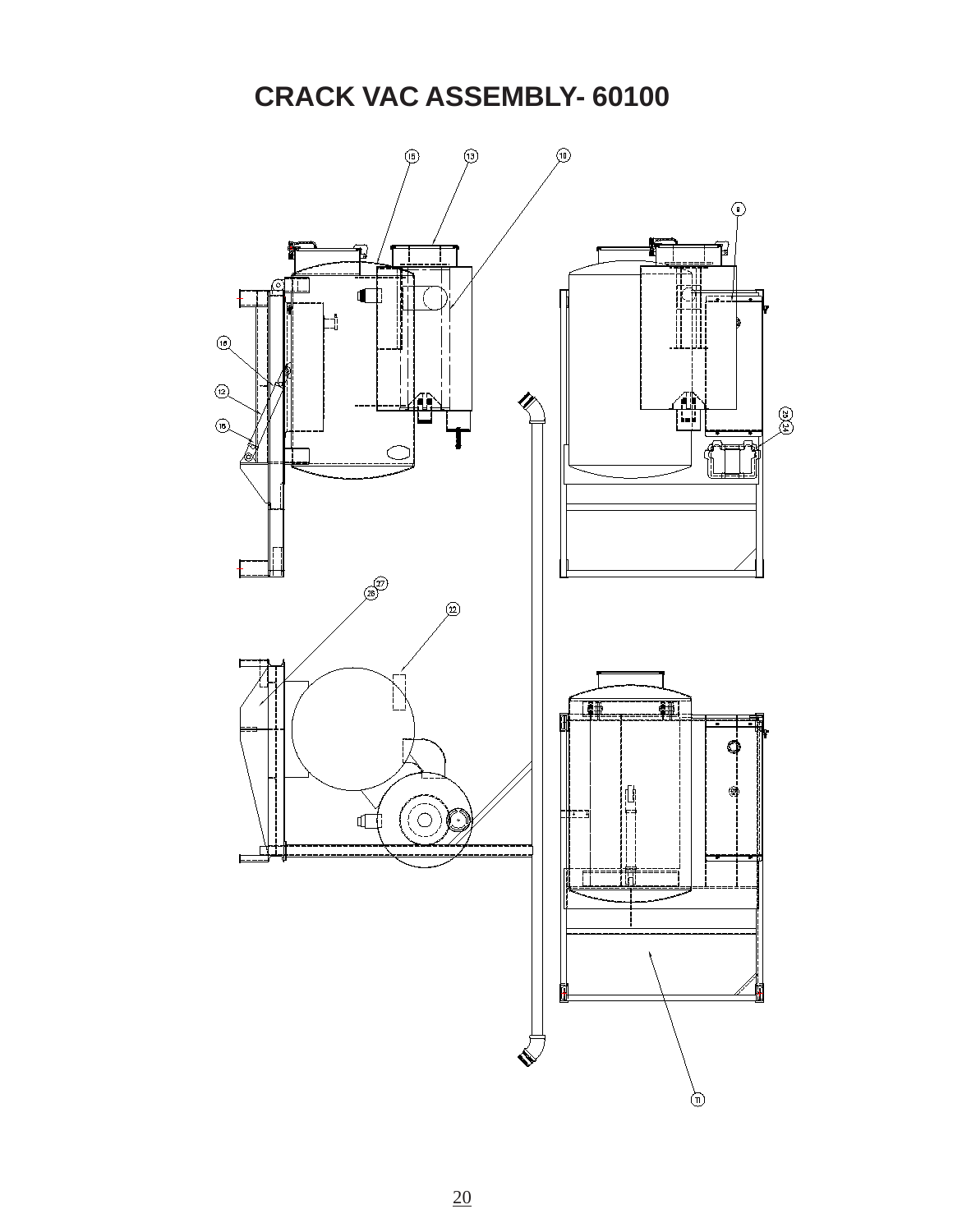# CRACK VAC ASSEMBLY- 60100

15

13

10

9

16

12

16

23
24

27
26

22

11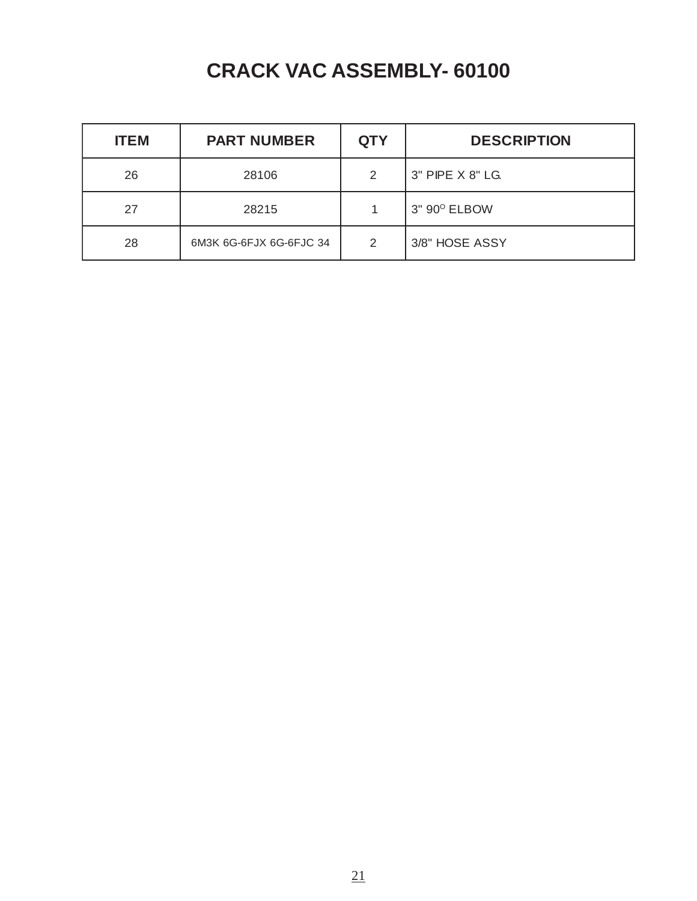# CRACK VAC ASSEMBLY- 60100

| ITEM | PART NUMBER | QTY | DESCRIPTION |
| --- | --- | --- | --- |
| 26 | 28106 | 2 | 3" PIPE X 8" LG. |
| 27 | 28215 | 1 | 3" 90$^{O}$ ELBOW |
| 28 | 6M3K 6G-6FJX 6G-6FJC 34 | 2 | 3/8" HOSE ASSY |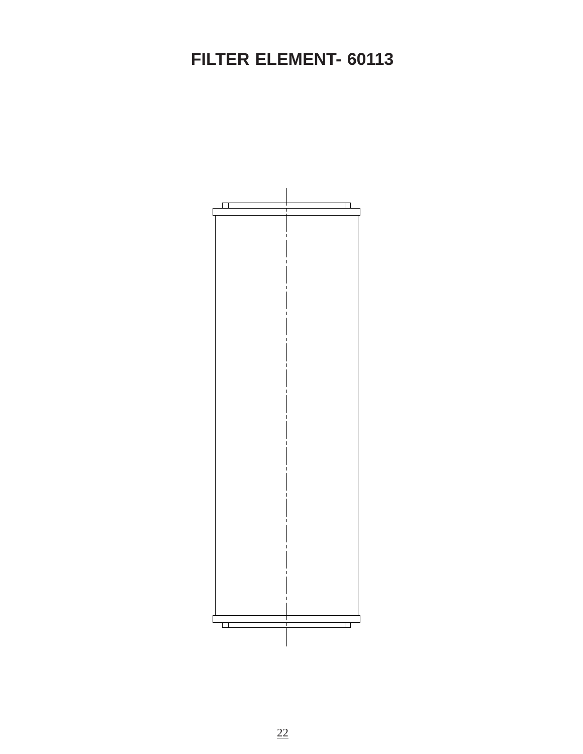# FILTER ELEMENT- 60113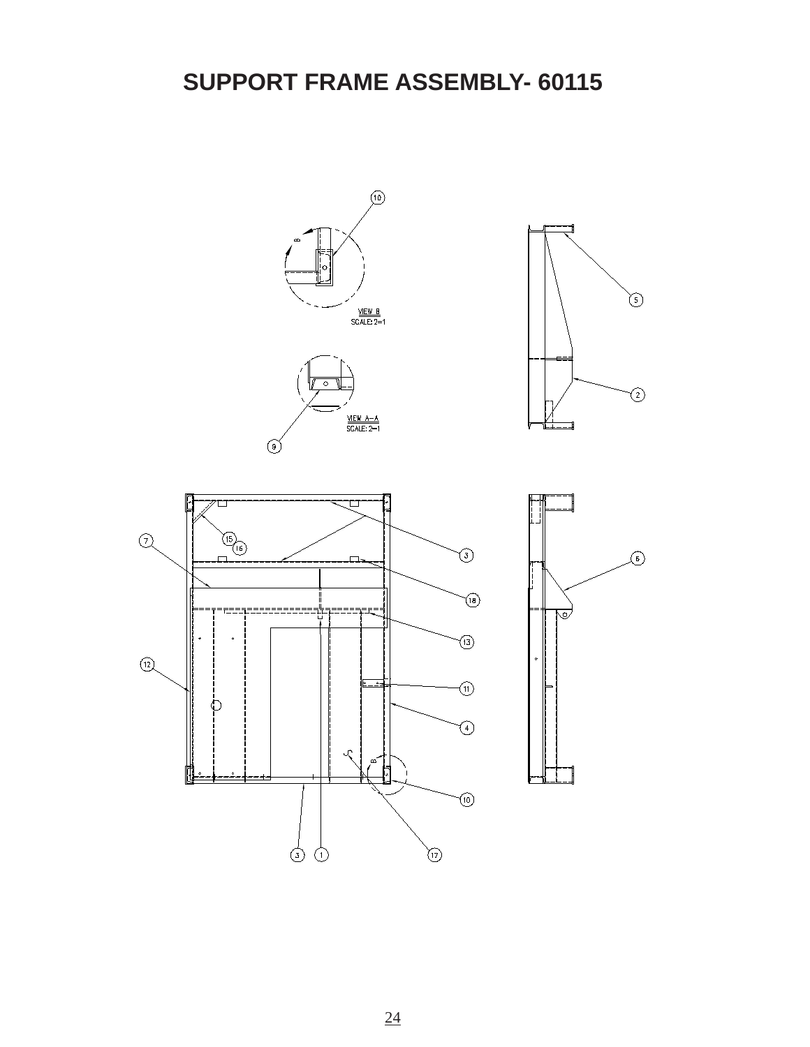# SUPPORT FRAME ASSEMBLY- 60115

VIEW B
SCALE: 2=1

VIEW A-A
SCALE: 2=1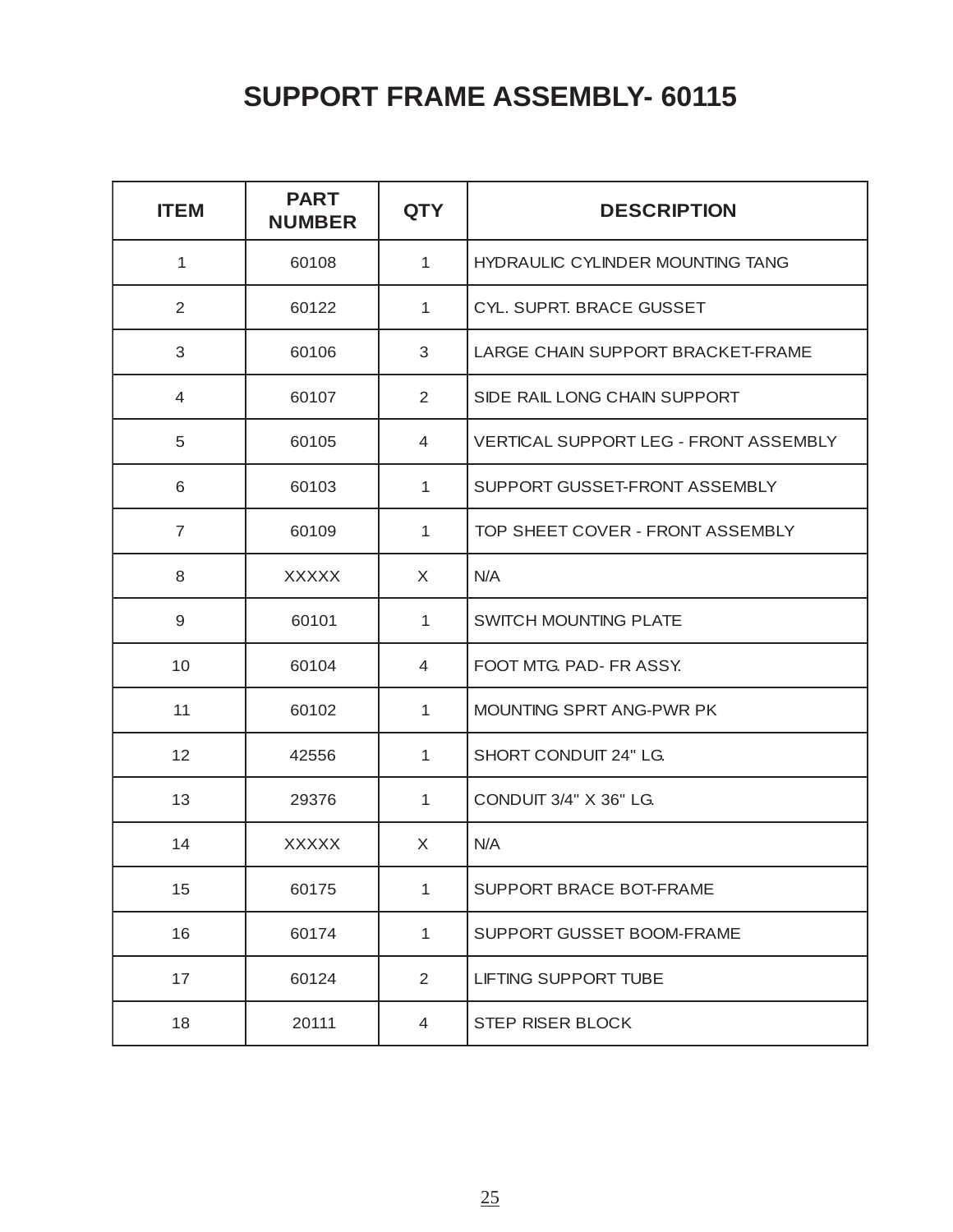# SUPPORT FRAME ASSEMBLY- 60115

| ITEM | PART NUMBER | QTY | DESCRIPTION |
|---|---|---|---|
| 1 | 60108 | 1 | HYDRAULIC CYLINDER MOUNTING TANG |
| 2 | 60122 | 1 | CYL. SUPRT. BRACE GUSSET |
| 3 | 60106 | 3 | LARGE CHAIN SUPPORT BRACKET-FRAME |
| 4 | 60107 | 2 | SIDE RAIL LONG CHAIN SUPPORT |
| 5 | 60105 | 4 | VERTICAL SUPPORT LEG - FRONT ASSEMBLY |
| 6 | 60103 | 1 | SUPPORT GUSSET-FRONT ASSEMBLY |
| 7 | 60109 | 1 | TOP SHEET COVER - FRONT ASSEMBLY |
| 8 | XXXXX | X | N/A |
| 9 | 60101 | 1 | SWITCH MOUNTING PLATE |
| 10 | 60104 | 4 | FOOT MTG. PAD- FR ASSY. |
| 11 | 60102 | 1 | MOUNTING SPRT ANG-PWR PK |
| 12 | 42556 | 1 | SHORT CONDUIT 24" LG. |
| 13 | 29376 | 1 | CONDUIT 3/4" X 36" LG. |
| 14 | XXXXX | X | N/A |
| 15 | 60175 | 1 | SUPPORT BRACE BOT-FRAME |
| 16 | 60174 | 1 | SUPPORT GUSSET BOOM-FRAME |
| 17 | 60124 | 2 | LIFTING SUPPORT TUBE |
| 18 | 20111 | 4 | STEP RISER BLOCK |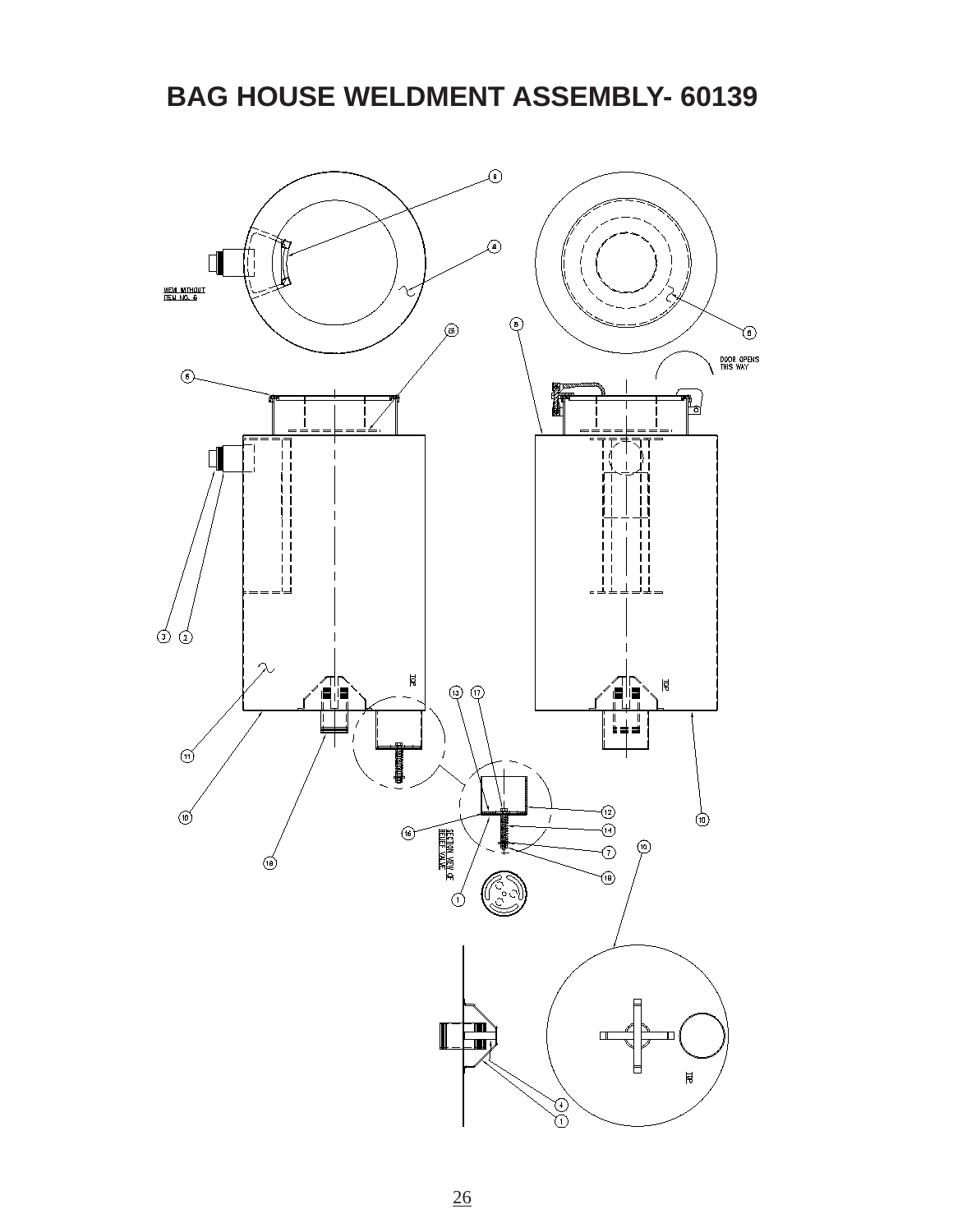# BAG HOUSE WELDMENT ASSEMBLY- 60139

MESH WITHOUT ITEM NO. 6

DOOR OPENS THIS WAY

SECTION VIEW OF RELIEF VALVE

TOP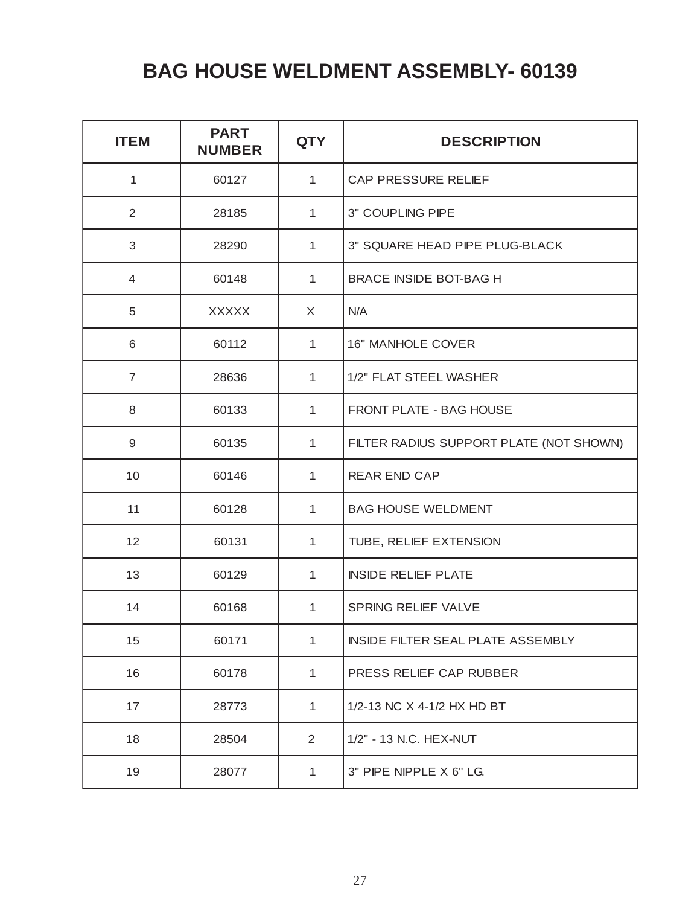# BAG HOUSE WELDMENT ASSEMBLY- 60139

| ITEM | PART NUMBER | QTY | DESCRIPTION |
|---|---|---|---|
| 1 | 60127 | 1 | CAP PRESSURE RELIEF |
| 2 | 28185 | 1 | 3" COUPLING PIPE |
| 3 | 28290 | 1 | 3" SQUARE HEAD PIPE PLUG-BLACK |
| 4 | 60148 | 1 | BRACE INSIDE BOT-BAG H |
| 5 | XXXXX | X | N/A |
| 6 | 60112 | 1 | 16" MANHOLE COVER |
| 7 | 28636 | 1 | 1/2" FLAT STEEL WASHER |
| 8 | 60133 | 1 | FRONT PLATE - BAG HOUSE |
| 9 | 60135 | 1 | FILTER RADIUS SUPPORT PLATE (NOT SHOWN) |
| 10 | 60146 | 1 | REAR END CAP |
| 11 | 60128 | 1 | BAG HOUSE WELDMENT |
| 12 | 60131 | 1 | TUBE, RELIEF EXTENSION |
| 13 | 60129 | 1 | INSIDE RELIEF PLATE |
| 14 | 60168 | 1 | SPRING RELIEF VALVE |
| 15 | 60171 | 1 | INSIDE FILTER SEAL PLATE ASSEMBLY |
| 16 | 60178 | 1 | PRESS RELIEF CAP RUBBER |
| 17 | 28773 | 1 | 1/2-13 NC X 4-1/2 HX HD BT |
| 18 | 28504 | 2 | 1/2" - 13 N.C. HEX-NUT |
| 19 | 28077 | 1 | 3" PIPE NIPPLE X 6" LG. |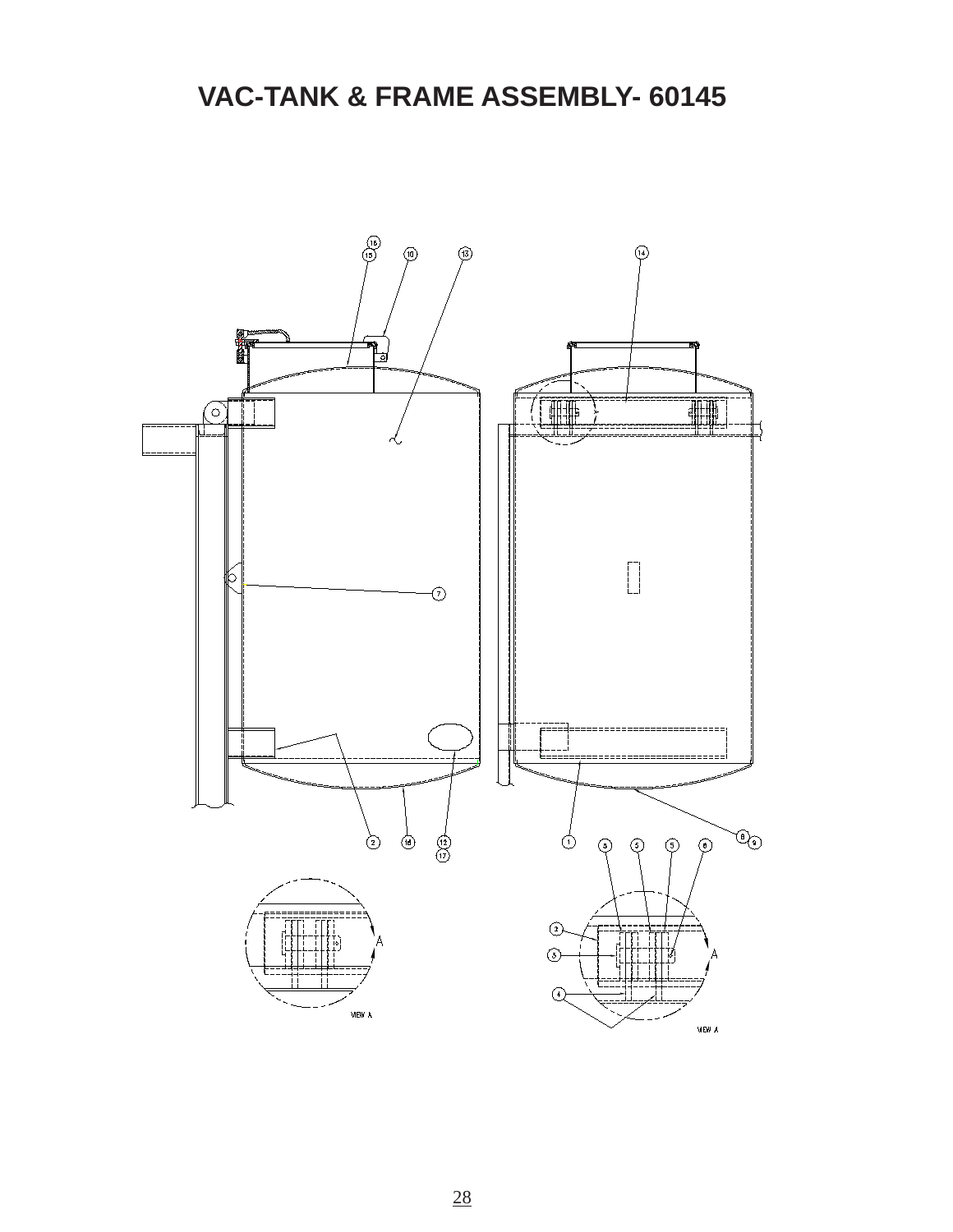# VAC-TANK & FRAME ASSEMBLY- 60145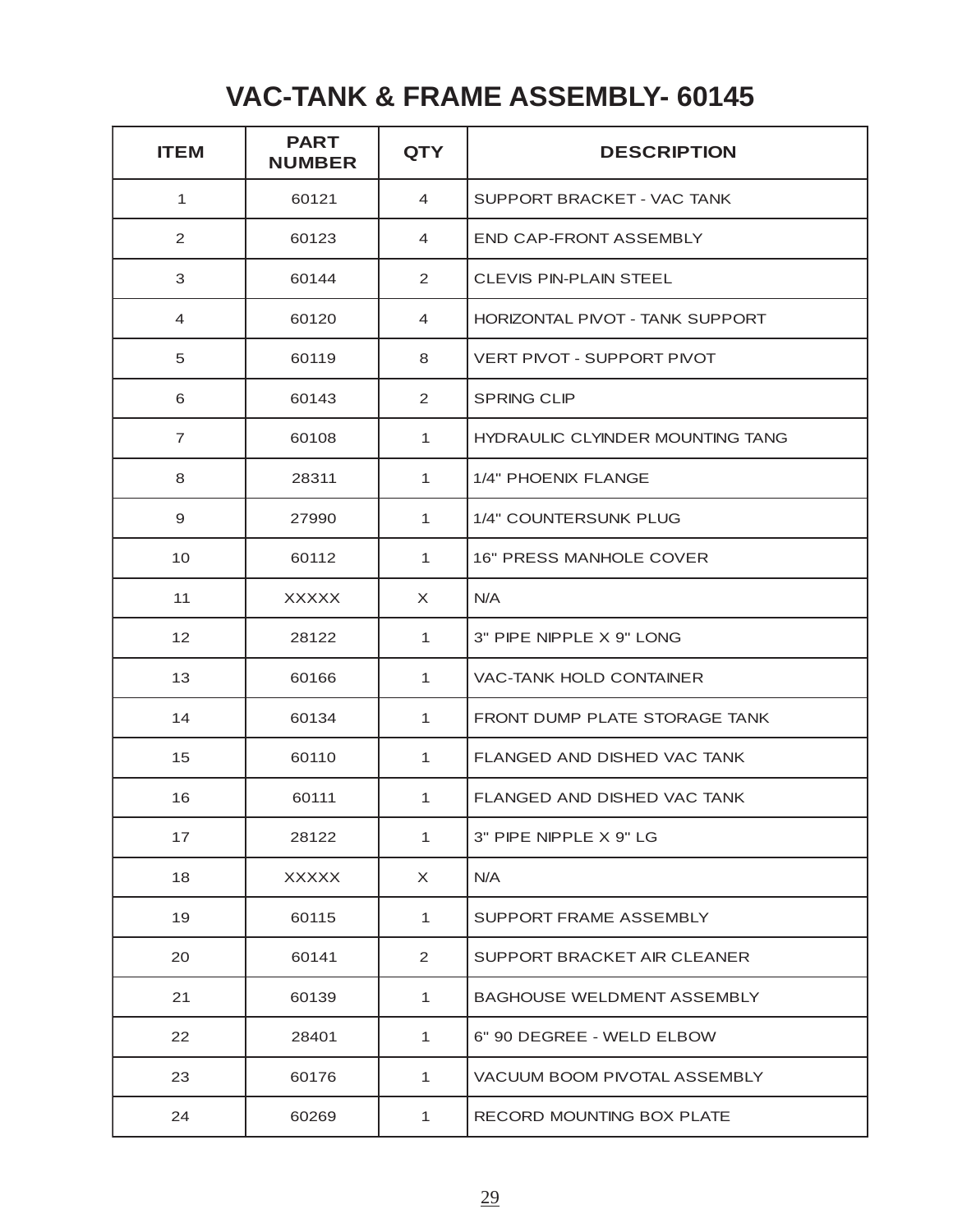# VAC-TANK & FRAME ASSEMBLY- 60145

| ITEM | PART NUMBER | QTY | DESCRIPTION |
|---|---|---|---|
| 1 | 60121 | 4 | SUPPORT BRACKET - VAC TANK |
| 2 | 60123 | 4 | END CAP-FRONT ASSEMBLY |
| 3 | 60144 | 2 | CLEVIS PIN-PLAIN STEEL |
| 4 | 60120 | 4 | HORIZONTAL PIVOT - TANK SUPPORT |
| 5 | 60119 | 8 | VERT PIVOT - SUPPORT PIVOT |
| 6 | 60143 | 2 | SPRING CLIP |
| 7 | 60108 | 1 | HYDRAULIC CLYINDER MOUNTING TANG |
| 8 | 28311 | 1 | 1/4" PHOENIX FLANGE |
| 9 | 27990 | 1 | 1/4" COUNTERSUNK PLUG |
| 10 | 60112 | 1 | 16" PRESS MANHOLE COVER |
| 11 | XXXXX | X | N/A |
| 12 | 28122 | 1 | 3" PIPE NIPPLE X 9" LONG |
| 13 | 60166 | 1 | VAC-TANK HOLD CONTAINER |
| 14 | 60134 | 1 | FRONT DUMP PLATE STORAGE TANK |
| 15 | 60110 | 1 | FLANGED AND DISHED VAC TANK |
| 16 | 60111 | 1 | FLANGED AND DISHED VAC TANK |
| 17 | 28122 | 1 | 3" PIPE NIPPLE X 9" LG |
| 18 | XXXXX | X | N/A |
| 19 | 60115 | 1 | SUPPORT FRAME ASSEMBLY |
| 20 | 60141 | 2 | SUPPORT BRACKET AIR CLEANER |
| 21 | 60139 | 1 | BAGHOUSE WELDMENT ASSEMBLY |
| 22 | 28401 | 1 | 6" 90 DEGREE - WELD ELBOW |
| 23 | 60176 | 1 | VACUUM BOOM PIVOTAL ASSEMBLY |
| 24 | 60269 | 1 | RECORD MOUNTING BOX PLATE |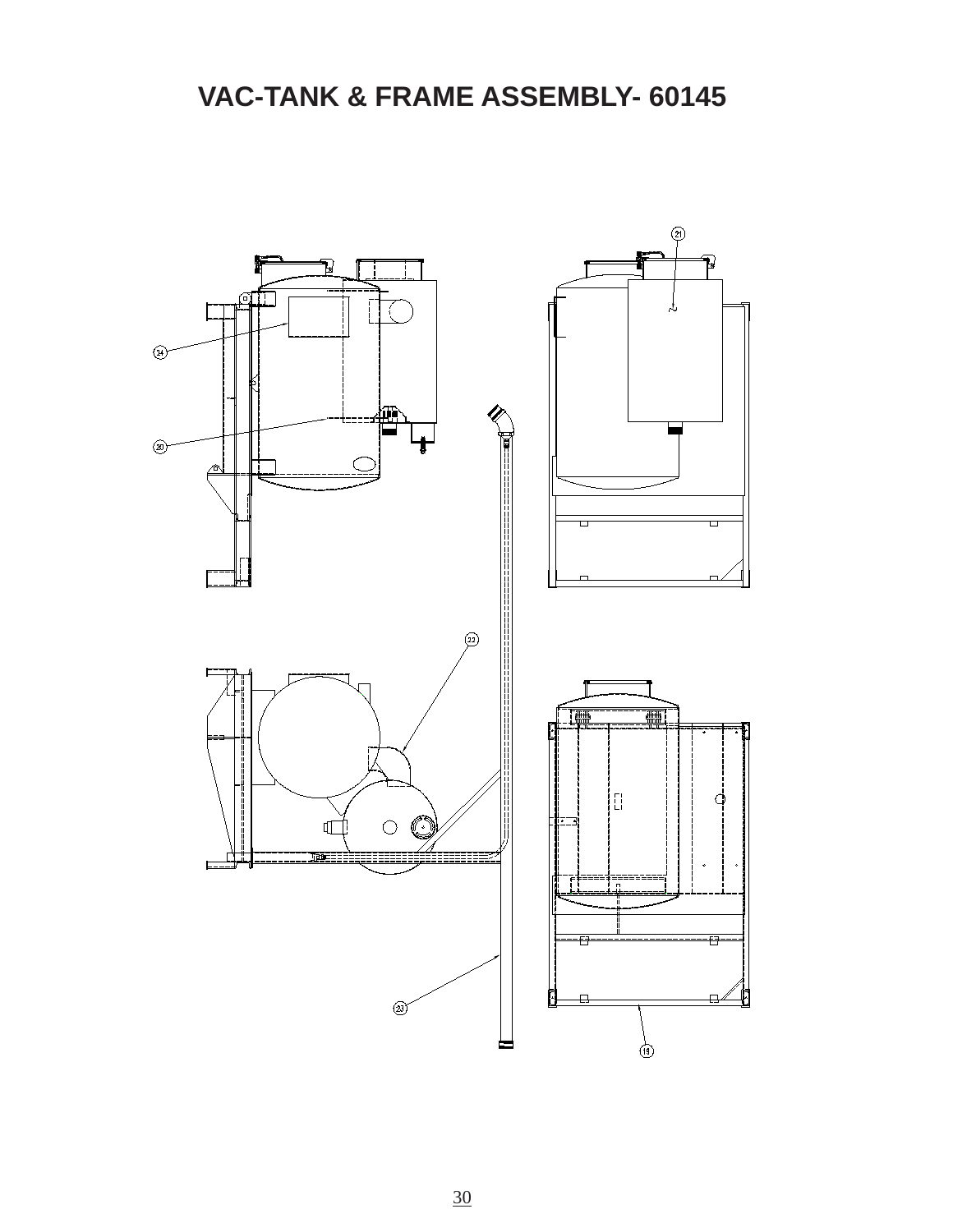# VAC-TANK & FRAME ASSEMBLY- 60145

21

24

20

22

23

19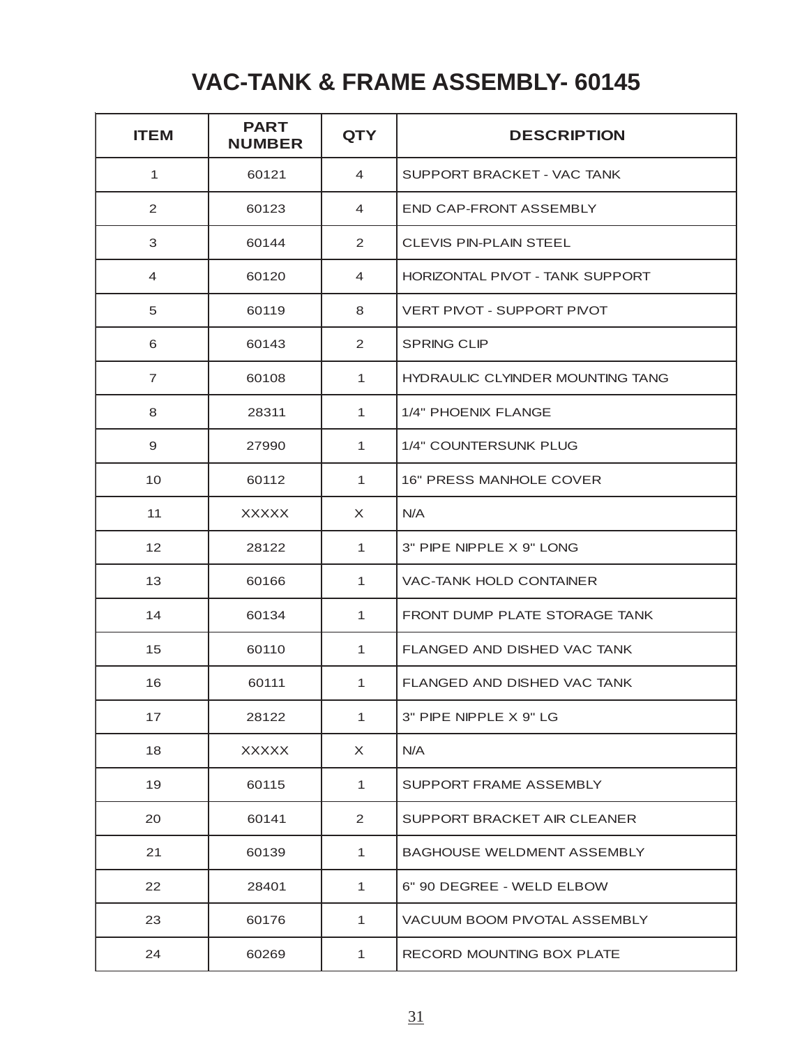# VAC-TANK & FRAME ASSEMBLY- 60145

| ITEM | PART NUMBER | QTY | DESCRIPTION |
|---|---|---|---|
| 1 | 60121 | 4 | SUPPORT BRACKET - VAC TANK |
| 2 | 60123 | 4 | END CAP-FRONT ASSEMBLY |
| 3 | 60144 | 2 | CLEVIS PIN-PLAIN STEEL |
| 4 | 60120 | 4 | HORIZONTAL PIVOT - TANK SUPPORT |
| 5 | 60119 | 8 | VERT PIVOT - SUPPORT PIVOT |
| 6 | 60143 | 2 | SPRING CLIP |
| 7 | 60108 | 1 | HYDRAULIC CLYINDER MOUNTING TANG |
| 8 | 28311 | 1 | 1/4" PHOENIX FLANGE |
| 9 | 27990 | 1 | 1/4" COUNTERSUNK PLUG |
| 10 | 60112 | 1 | 16" PRESS MANHOLE COVER |
| 11 | XXXXX | X | N/A |
| 12 | 28122 | 1 | 3" PIPE NIPPLE X 9" LONG |
| 13 | 60166 | 1 | VAC-TANK HOLD CONTAINER |
| 14 | 60134 | 1 | FRONT DUMP PLATE STORAGE TANK |
| 15 | 60110 | 1 | FLANGED AND DISHED VAC TANK |
| 16 | 60111 | 1 | FLANGED AND DISHED VAC TANK |
| 17 | 28122 | 1 | 3" PIPE NIPPLE X 9" LG |
| 18 | XXXXX | X | N/A |
| 19 | 60115 | 1 | SUPPORT FRAME ASSEMBLY |
| 20 | 60141 | 2 | SUPPORT BRACKET AIR CLEANER |
| 21 | 60139 | 1 | BAGHOUSE WELDMENT ASSEMBLY |
| 22 | 28401 | 1 | 6" 90 DEGREE - WELD ELBOW |
| 23 | 60176 | 1 | VACUUM BOOM PIVOTAL ASSEMBLY |
| 24 | 60269 | 1 | RECORD MOUNTING BOX PLATE |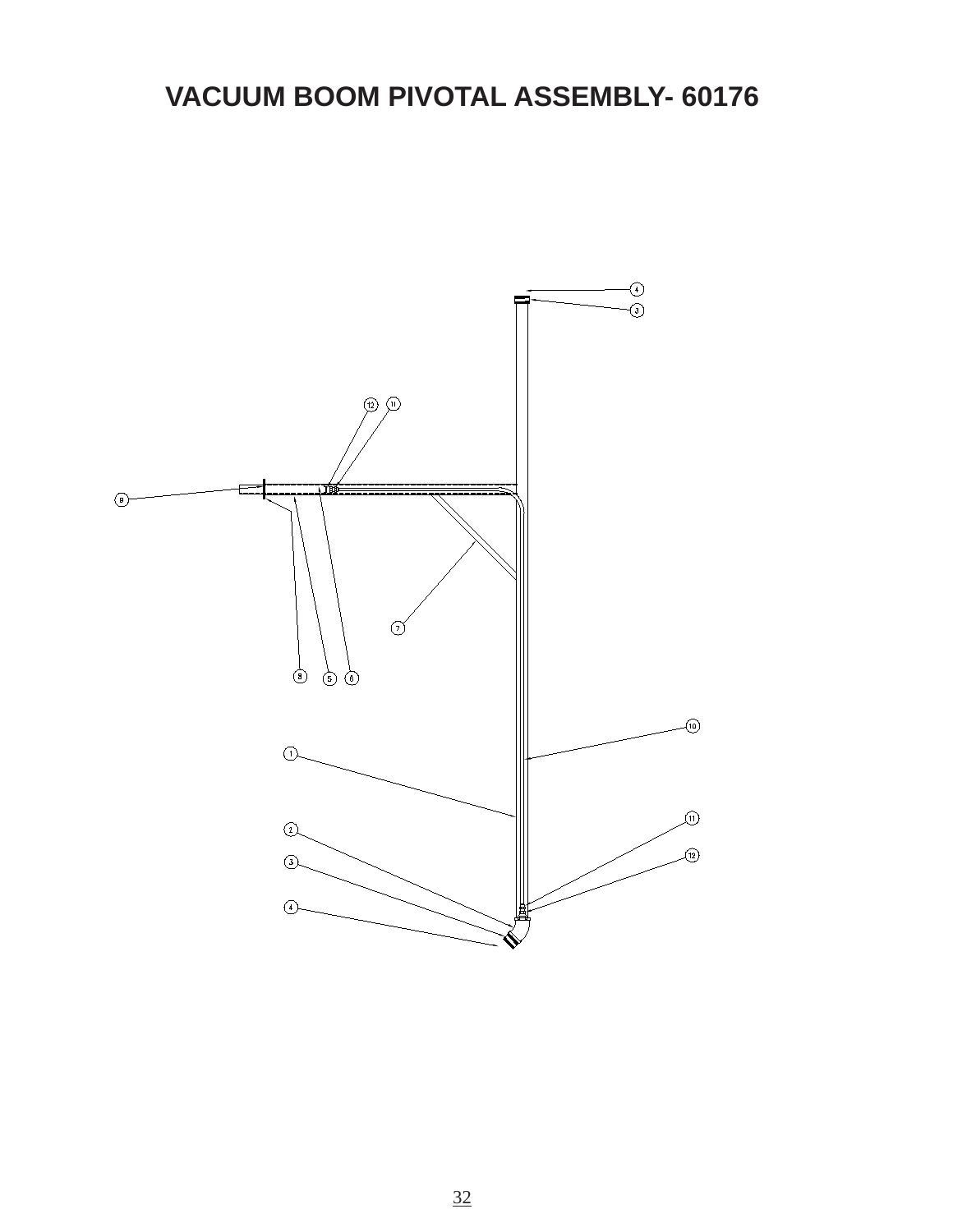# VACUUM BOOM PIVOTAL ASSEMBLY- 60176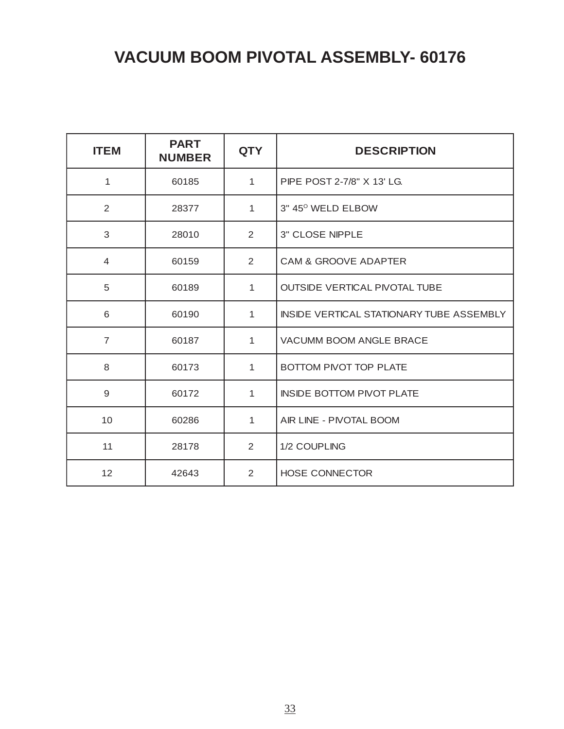# VACUUM BOOM PIVOTAL ASSEMBLY- 60176

| ITEM | PART NUMBER | QTY | DESCRIPTION |
|---|---|---|---|
| 1 | 60185 | 1 | PIPE POST 2-7/8" X 13' LG. |
| 2 | 28377 | 1 | 3" 45$^{O}$ WELD ELBOW |
| 3 | 28010 | 2 | 3" CLOSE NIPPLE |
| 4 | 60159 | 2 | CAM & GROOVE ADAPTER |
| 5 | 60189 | 1 | OUTSIDE VERTICAL PIVOTAL TUBE |
| 6 | 60190 | 1 | INSIDE VERTICAL STATIONARY TUBE ASSEMBLY |
| 7 | 60187 | 1 | VACUMM BOOM ANGLE BRACE |
| 8 | 60173 | 1 | BOTTOM PIVOT TOP PLATE |
| 9 | 60172 | 1 | INSIDE BOTTOM PIVOT PLATE |
| 10 | 60286 | 1 | AIR LINE - PIVOTAL BOOM |
| 11 | 28178 | 2 | 1/2 COUPLING |
| 12 | 42643 | 2 | HOSE CONNECTOR |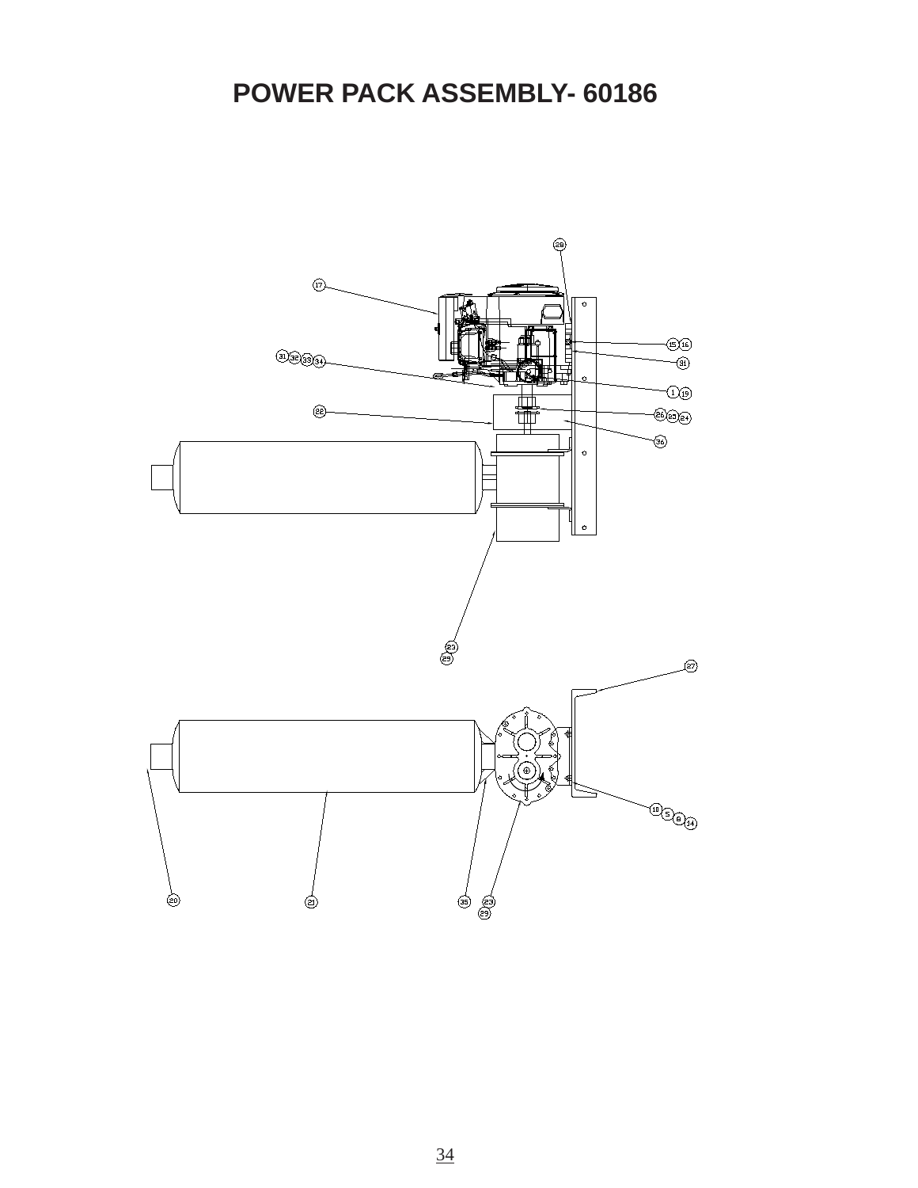# POWER PACK ASSEMBLY- 60186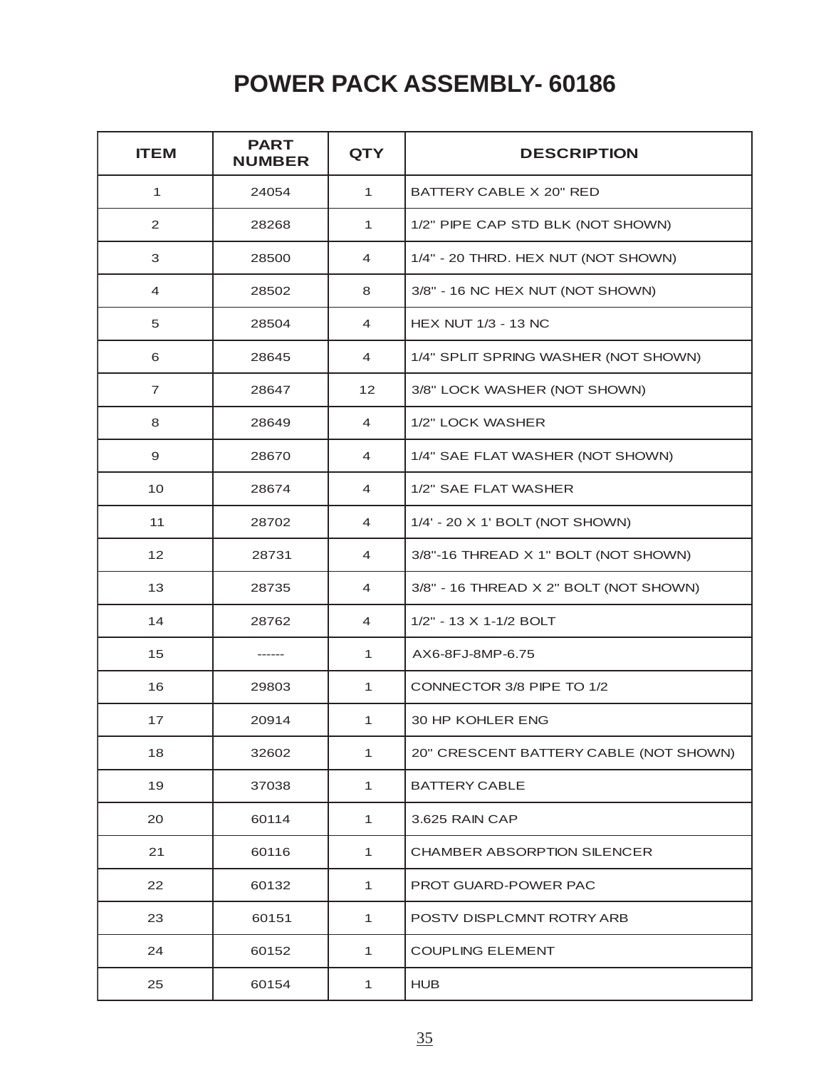# POWER PACK ASSEMBLY- 60186

| ITEM | PART NUMBER | QTY | DESCRIPTION |
|---|---|---|---|
| 1 | 24054 | 1 | BATTERY CABLE X 20" RED |
| 2 | 28268 | 1 | 1/2" PIPE CAP STD BLK (NOT SHOWN) |
| 3 | 28500 | 4 | 1/4" - 20 THRD. HEX NUT (NOT SHOWN) |
| 4 | 28502 | 8 | 3/8" - 16 NC HEX NUT (NOT SHOWN) |
| 5 | 28504 | 4 | HEX NUT 1/3 - 13 NC |
| 6 | 28645 | 4 | 1/4" SPLIT SPRING WASHER (NOT SHOWN) |
| 7 | 28647 | 12 | 3/8" LOCK WASHER (NOT SHOWN) |
| 8 | 28649 | 4 | 1/2" LOCK WASHER |
| 9 | 28670 | 4 | 1/4" SAE FLAT WASHER (NOT SHOWN) |
| 10 | 28674 | 4 | 1/2" SAE FLAT WASHER |
| 11 | 28702 | 4 | 1/4' - 20 X 1' BOLT (NOT SHOWN) |
| 12 | 28731 | 4 | 3/8"-16 THREAD X 1" BOLT (NOT SHOWN) |
| 13 | 28735 | 4 | 3/8" - 16 THREAD X 2" BOLT (NOT SHOWN) |
| 14 | 28762 | 4 | 1/2" - 13 X 1-1/2 BOLT |
| 15 | ------ | 1 | AX6-8FJ-8MP-6.75 |
| 16 | 29803 | 1 | CONNECTOR 3/8 PIPE TO 1/2 |
| 17 | 20914 | 1 | 30 HP KOHLER ENG |
| 18 | 32602 | 1 | 20" CRESCENT BATTERY CABLE (NOT SHOWN) |
| 19 | 37038 | 1 | BATTERY CABLE |
| 20 | 60114 | 1 | 3.625 RAIN CAP |
| 21 | 60116 | 1 | CHAMBER ABSORPTION SILENCER |
| 22 | 60132 | 1 | PROT GUARD-POWER PAC |
| 23 | 60151 | 1 | POSTV DISPLCMNT ROTRY ARB |
| 24 | 60152 | 1 | COUPLING ELEMENT |
| 25 | 60154 | 1 | HUB |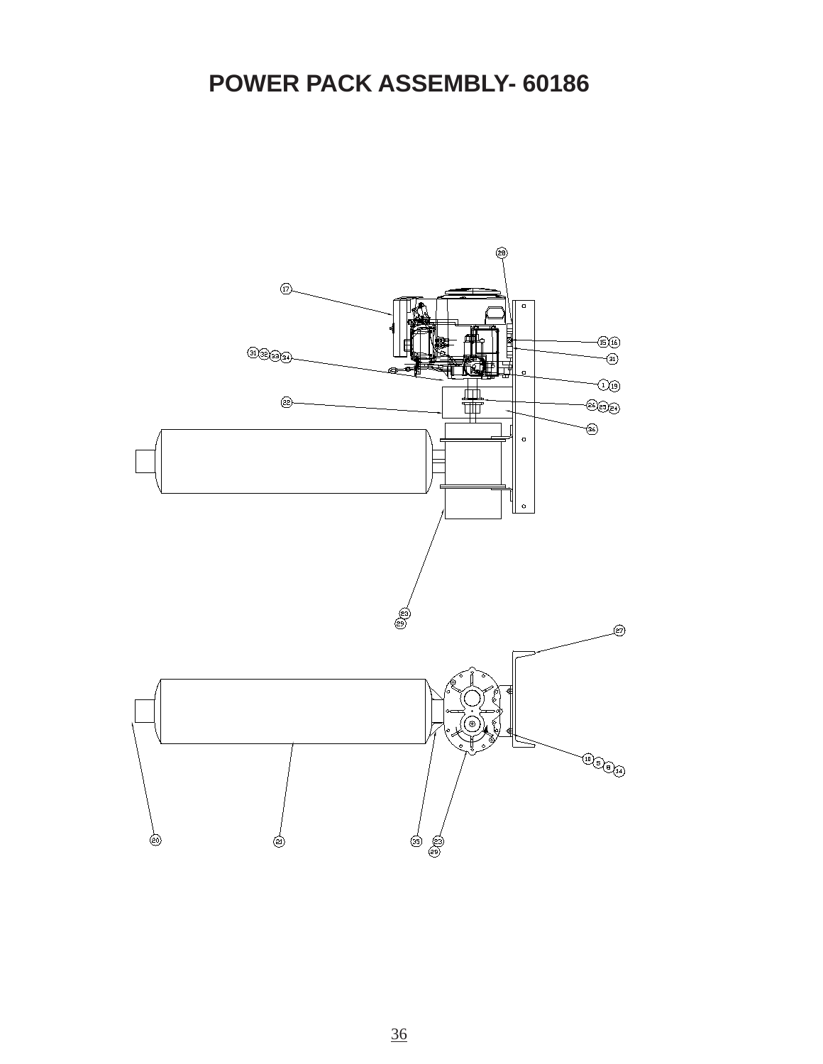# POWER PACK ASSEMBLY- 60186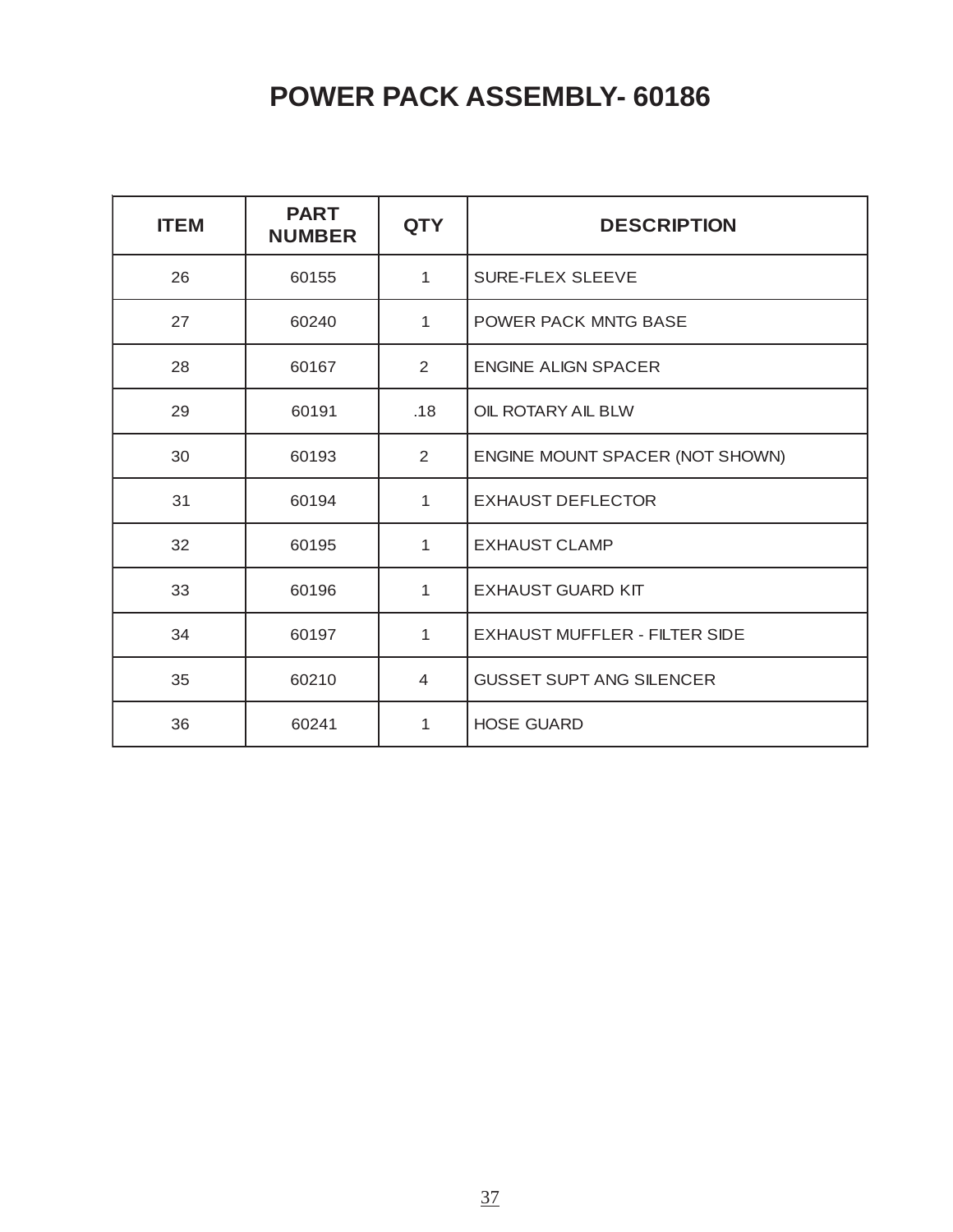# POWER PACK ASSEMBLY- 60186

| ITEM | PART NUMBER | QTY | DESCRIPTION |
|---|---|---|---|
| 26 | 60155 | 1 | SURE-FLEX SLEEVE |
| 27 | 60240 | 1 | POWER PACK MNTG BASE |
| 28 | 60167 | 2 | ENGINE ALIGN SPACER |
| 29 | 60191 | .18 | OIL ROTARY AIL BLW |
| 30 | 60193 | 2 | ENGINE MOUNT SPACER (NOT SHOWN) |
| 31 | 60194 | 1 | EXHAUST DEFLECTOR |
| 32 | 60195 | 1 | EXHAUST CLAMP |
| 33 | 60196 | 1 | EXHAUST GUARD KIT |
| 34 | 60197 | 1 | EXHAUST MUFFLER - FILTER SIDE |
| 35 | 60210 | 4 | GUSSET SUPT ANG SILENCER |
| 36 | 60241 | 1 | HOSE GUARD |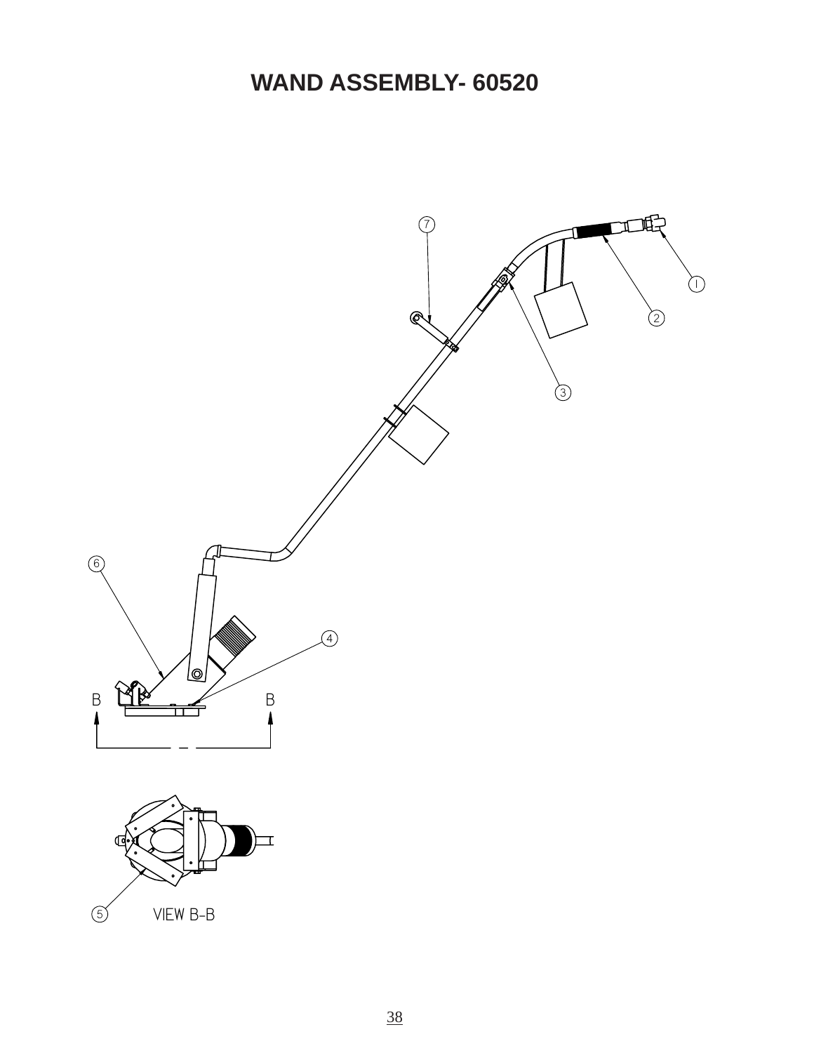# WAND ASSEMBLY- 60520

7

1

2

3

6

4

B B

5 VIEW B-B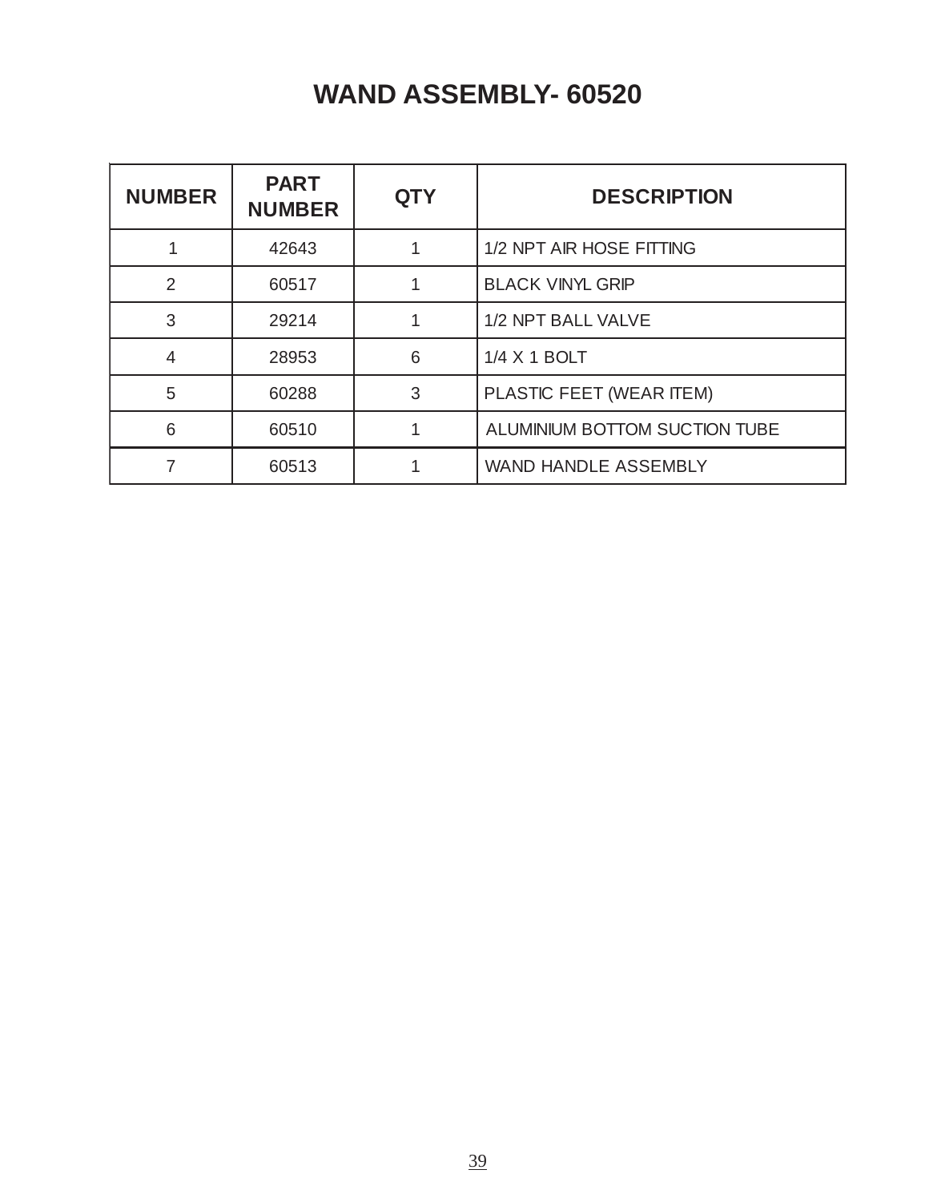# WAND ASSEMBLY- 60520

| NUMBER | PART NUMBER | QTY | DESCRIPTION |
|---|---|---|---|
| 1 | 42643 | 1 | 1/2 NPT AIR HOSE FITTING |
| 2 | 60517 | 1 | BLACK VINYL GRIP |
| 3 | 29214 | 1 | 1/2 NPT BALL VALVE |
| 4 | 28953 | 6 | 1/4 X 1 BOLT |
| 5 | 60288 | 3 | PLASTIC FEET (WEAR ITEM) |
| 6 | 60510 | 1 | ALUMINIUM BOTTOM SUCTION TUBE |
| 7 | 60513 | 1 | WAND HANDLE ASSEMBLY |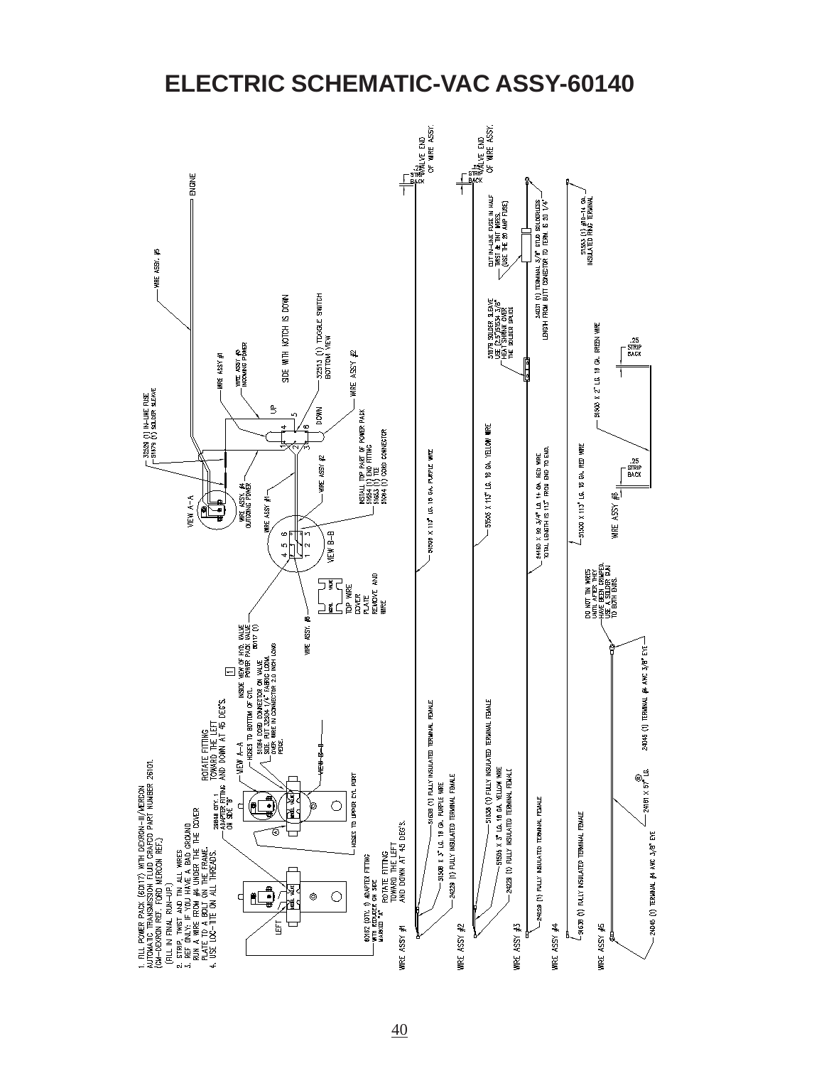# ELECTRIC SCHEMATIC-VAC ASSY-60140

1. FILL POWER PACK (60117) WITH DEXRON-III/MERCON AUTOMATIC TRANSMISSION FLUID CRAFCO PART NUMBER 26101. (GM-DEXRON REF; FORD MERCON REF.) (FILL IN FINAL RUN-UP)
2. STRIP, TWIST AND TIN ALL WIRES
3. REF ONLY: IF YOU HAVE A BAD GROUND RUN A WIRE FROM #4 UNDER THE THE COVER PLATE TO A BOLT ON THE FRAME.
4. USE LOC-TITE ON ALL THREADS.

LEFT

60182 (QTY. 1) ADAPTER FITTING WITH REDUCER ON SIDE MARKED "A". ROTATE FITTING TOWARD THE LEFT AND DOWN AT 45 DEG'S.

28848 QTY. 1 ADAPTER FITTING ON SIDE "B"

ROTATE FITTING TOWARD THE LEFT AND DOWN AT 45 DEG'S.

HOSES TO UPPER CYL PORT

VIEW A-A

VIEW B-B

HOSES TO BOTTOM OF CYL.

51084 CORD CONNECTOR ON VALVE SIDE. PUT 32804 1/4" TUBING OVER WIRE IN CONNECTOR 2.0 INCH LONG PEICE.

INSIDE VIEW OF HYD. VALVE POWER PACK VALVE 60117 (1)

WIRE ASSY. #3

TOP WIRE COVER PLATE REMOVE AND WIRE

WIRE ASSY #5

ENGINE

32529 (1) IN-LINE FUSE
51879 (1) SOLDER SLEAVE

VIEW A-A

WIRE ASSY #1

WIRE ASSY #3 INCOMING POWER

WIRE ASSY #4 OUTGOING POWER

WIRE ASSY #2

VIEW B-B

UP

DOWN

SIDE WITH NOTCH IS DOWN

32513 (1) TOGGLE SWITCH BOTTOM VIEW

INSTALL TOP PART OF POWER PACK
51654 (1) END FITTING
51653 (1) TEE
51084 (1) CORD CONNECTOR

WIRE ASSY #1

51638 (1) FULLY INSULATED TERMINAL FEMALE
51508 X 3" LG. 18 GA. PURPLE WIRE
24229 (1) FULLY INSULATED TERMINAL FEMALE
51508 X 113" LG. 18 GA. PURPLE WIRE
.25 STRIP BACK — VALVE END OF WIRE ASSY.

WIRE ASSY #2

51638 (1) FULLY INSULATED TERMINAL FEMALE
51505 X 3" LG. 18 GA. YELLOW WIRE
24229 (1) FULLY INSULATED TERMINAL FEMALE
51505 X 113" LG. 18 GA. YELLOW WIRE
.25 STRIP BACK — VALVE END OF WIRE ASSY.

WIRE ASSY #3

24229 (1) FULLY INSULATED TERMINAL FEMALE
44160 X 92 3/4" LG. 14 GA. RED WIRE TOTAL LENGTH IS 113" FROM END TO END.
51879 SOLDER SLEAVE USE (2) 32503 3/8" HEAT SHRINK OVER THE SOLDER SPLICE
24031 (1) TERMINAL 3/8" STUD SOLDERLESS LENGTH FROM BUTT CONNECTOR TO TERM. IS 20 1/4"
CUT IN-LINE FUSE IN HALF TWIST & TINT WIRES. (USE THE 20 AMP FUSE)

WIRE ASSY #4

51638 (1) FULLY INSULATED TERMINAL FEMALE
51500 X 113" LG. 18 GA. RED WIRE
.25 STRIP BACK
51553 (1) #10-14 GA. INSULATED RING TERMINAL

WIRE ASSY #5

24045 (1) TERMINAL #4 AWG 3/8" EYE
24181 X 57" LG.
24045 (1) TERMINAL #4 AWG 3/8" EYE
DO NOT TIN WIRES UNTIL AFTER THEY HAVE BEEN CRIMPED, USE A SOLDER RUN TO BOTH ENDS.

WIRE ASSY #6

51503 X 2" LG. 18 GA. GREEN WIRE
.25 STRIP BACK
.25 STRIP BACK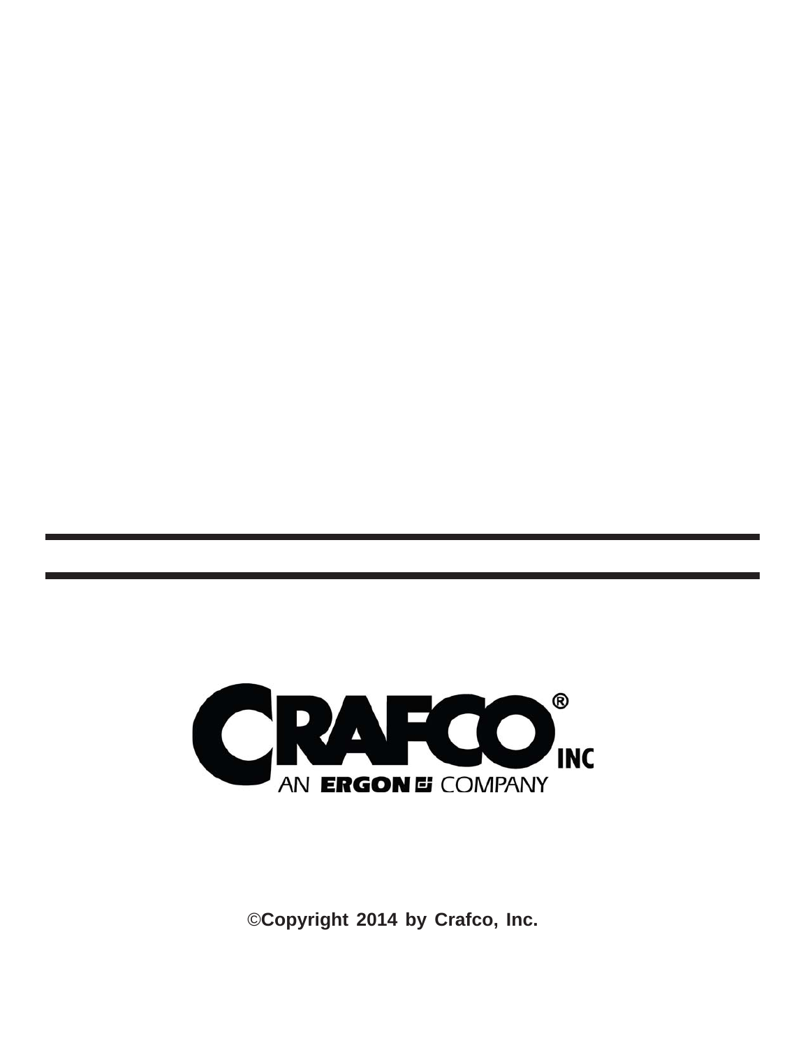CRAFCO® INC

AN ERGON COMPANY

©Copyright 2014 by Crafco, Inc.